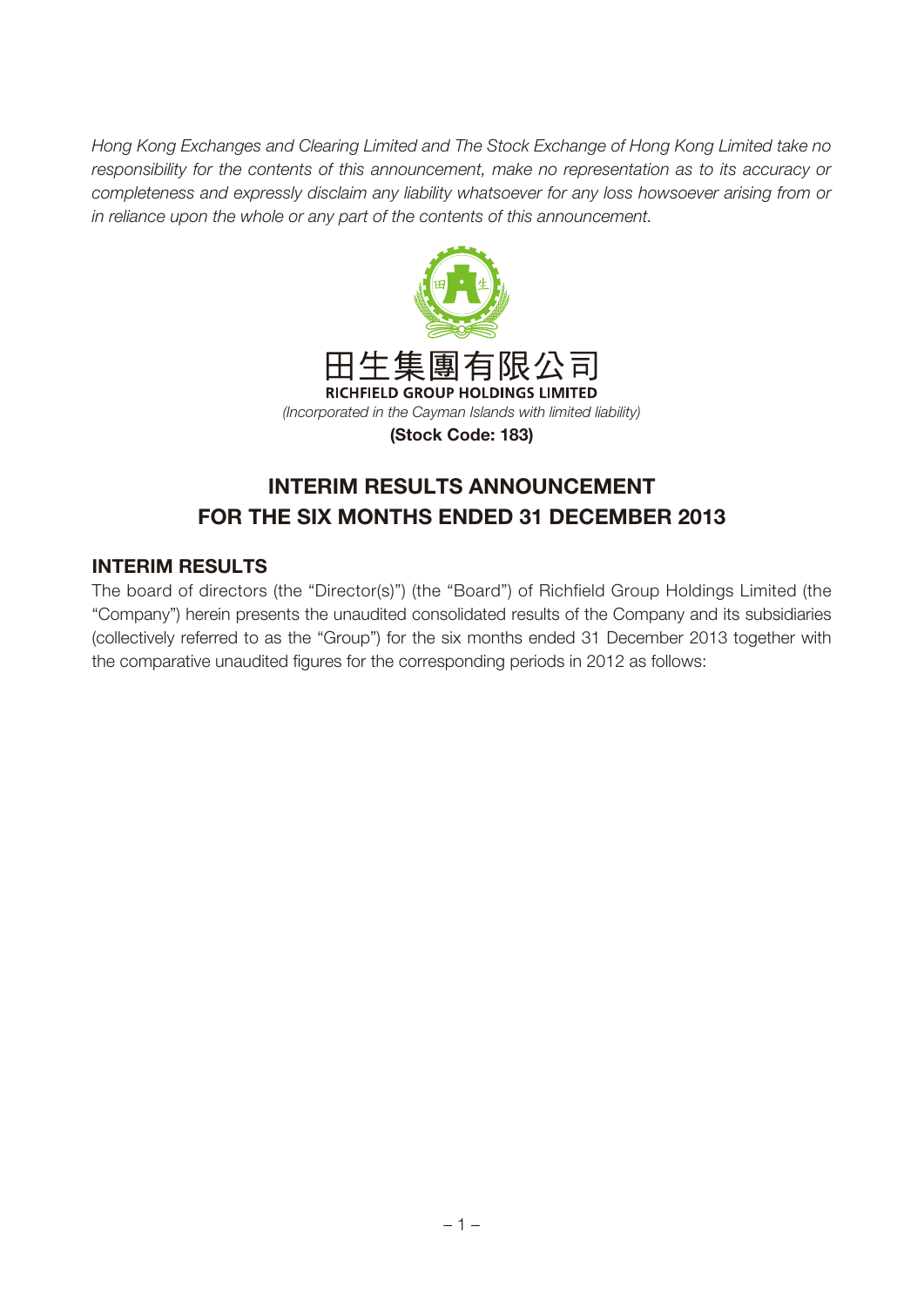*Hong Kong Exchanges and Clearing Limited and The Stock Exchange of Hong Kong Limited take no responsibility for the contents of this announcement, make no representation as to its accuracy or completeness and expressly disclaim any liability whatsoever for any loss howsoever arising from or in reliance upon the whole or any part of the contents of this announcement.*

# 田生集團有限公司
**RICHFIELD GROUP HOLDINGS LIMITED**

*(Incorporated in the Cayman Islands with limited liability)*

**(Stock Code: 183)**

# INTERIM RESULTS ANNOUNCEMENT FOR THE SIX MONTHS ENDED 31 DECEMBER 2013

## INTERIM RESULTS

The board of directors (the "Director(s)") (the "Board") of Richfield Group Holdings Limited (the "Company") herein presents the unaudited consolidated results of the Company and its subsidiaries (collectively referred to as the "Group") for the six months ended 31 December 2013 together with the comparative unaudited figures for the corresponding periods in 2012 as follows: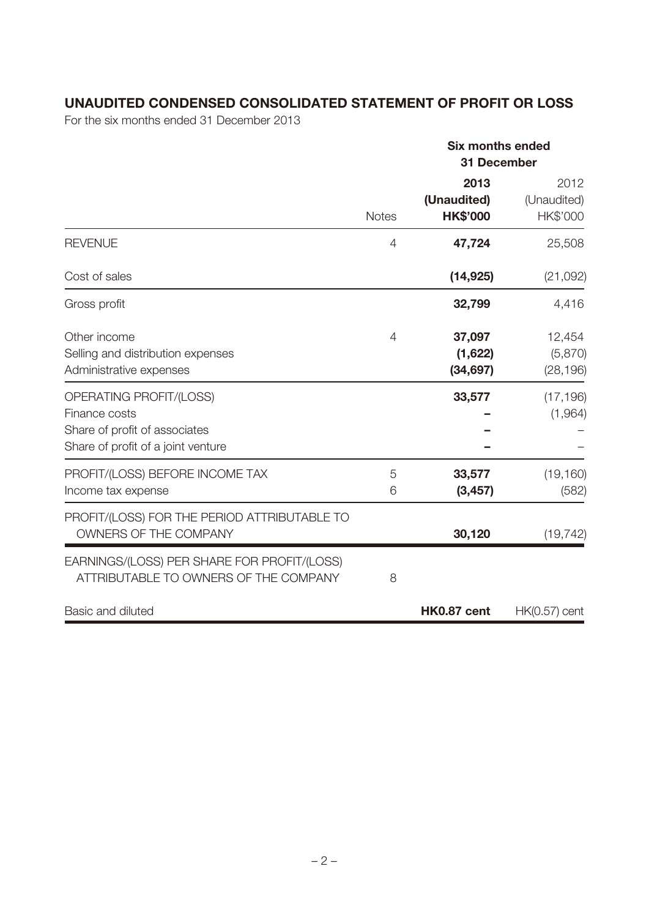## UNAUDITED CONDENSED CONSOLIDATED STATEMENT OF PROFIT OR LOSS

For the six months ended 31 December 2013

| | Notes | Six months ended 31 December | |
|---|---|---|---|
| | | **2013** | 2012 |
| | | **(Unaudited)** | (Unaudited) |
| | | **HK$'000** | HK$'000 |
| REVENUE | 4 | **47,724** | 25,508 |
| Cost of sales | | **(14,925)** | (21,092) |
| Gross profit | | **32,799** | 4,416 |
| Other income | 4 | **37,097** | 12,454 |
| Selling and distribution expenses | | **(1,622)** | (5,870) |
| Administrative expenses | | **(34,697)** | (28,196) |
| OPERATING PROFIT/(LOSS) | | **33,577** | (17,196) |
| Finance costs | | **–** | (1,964) |
| Share of profit of associates | | **–** | – |
| Share of profit of a joint venture | | **–** | – |
| PROFIT/(LOSS) BEFORE INCOME TAX | 5 | **33,577** | (19,160) |
| Income tax expense | 6 | **(3,457)** | (582) |
| PROFIT/(LOSS) FOR THE PERIOD ATTRIBUTABLE TO OWNERS OF THE COMPANY | | **30,120** | (19,742) |
| EARNINGS/(LOSS) PER SHARE FOR PROFIT/(LOSS) ATTRIBUTABLE TO OWNERS OF THE COMPANY | 8 | | |
| Basic and diluted | | **HK0.87 cent** | HK(0.57) cent |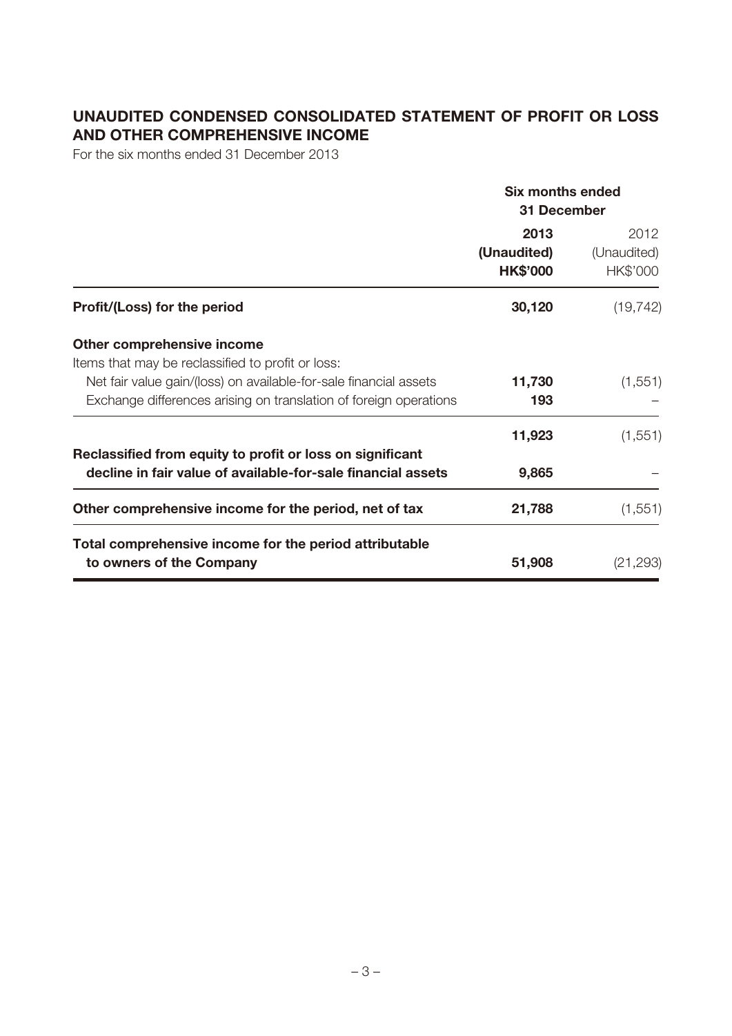## UNAUDITED CONDENSED CONSOLIDATED STATEMENT OF PROFIT OR LOSS AND OTHER COMPREHENSIVE INCOME

For the six months ended 31 December 2013

| | Six months ended 31 December | |
|---|---|---|
| | **2013** | 2012 |
| | **(Unaudited)** | (Unaudited) |
| | **HK$'000** | HK$'000 |
| **Profit/(Loss) for the period** | **30,120** | (19,742) |
| **Other comprehensive income** | | |
| Items that may be reclassified to profit or loss: | | |
| Net fair value gain/(loss) on available-for-sale financial assets | **11,730** | (1,551) |
| Exchange differences arising on translation of foreign operations | **193** | – |
| | **11,923** | (1,551) |
| **Reclassified from equity to profit or loss on significant decline in fair value of available-for-sale financial assets** | **9,865** | – |
| **Other comprehensive income for the period, net of tax** | **21,788** | (1,551) |
| **Total comprehensive income for the period attributable to owners of the Company** | **51,908** | (21,293) |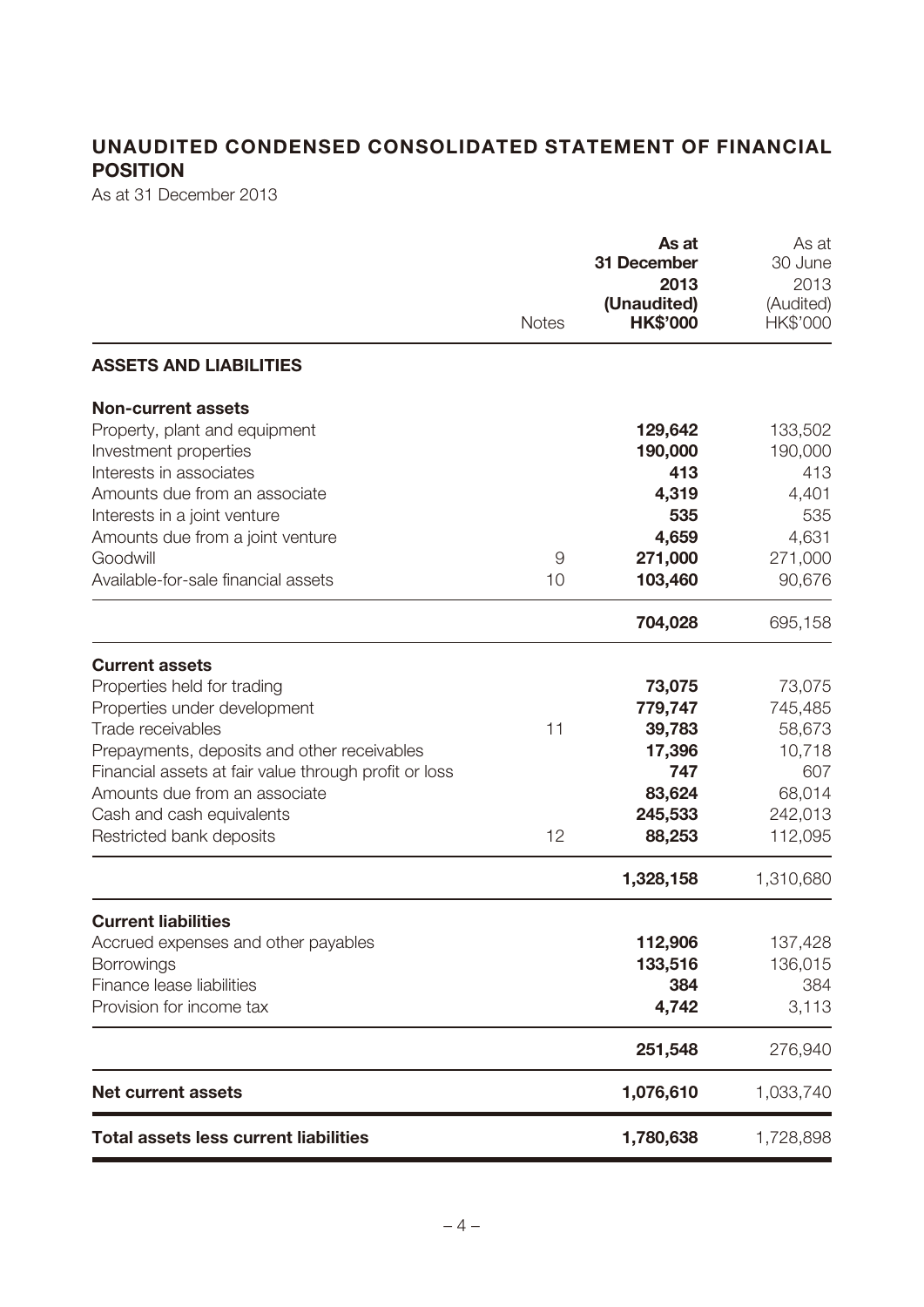## UNAUDITED CONDENSED CONSOLIDATED STATEMENT OF FINANCIAL POSITION

As at 31 December 2013

| | Notes | As at 31 December 2013 (Unaudited) HK$'000 | As at 30 June 2013 (Audited) HK$'000 |
|---|---|---|---|
| **ASSETS AND LIABILITIES** | | | |
| **Non-current assets** | | | |
| Property, plant and equipment | | **129,642** | 133,502 |
| Investment properties | | **190,000** | 190,000 |
| Interests in associates | | **413** | 413 |
| Amounts due from an associate | | **4,319** | 4,401 |
| Interests in a joint venture | | **535** | 535 |
| Amounts due from a joint venture | | **4,659** | 4,631 |
| Goodwill | 9 | **271,000** | 271,000 |
| Available-for-sale financial assets | 10 | **103,460** | 90,676 |
| | | **704,028** | 695,158 |
| **Current assets** | | | |
| Properties held for trading | | **73,075** | 73,075 |
| Properties under development | | **779,747** | 745,485 |
| Trade receivables | 11 | **39,783** | 58,673 |
| Prepayments, deposits and other receivables | | **17,396** | 10,718 |
| Financial assets at fair value through profit or loss | | **747** | 607 |
| Amounts due from an associate | | **83,624** | 68,014 |
| Cash and cash equivalents | | **245,533** | 242,013 |
| Restricted bank deposits | 12 | **88,253** | 112,095 |
| | | **1,328,158** | 1,310,680 |
| **Current liabilities** | | | |
| Accrued expenses and other payables | | **112,906** | 137,428 |
| Borrowings | | **133,516** | 136,015 |
| Finance lease liabilities | | **384** | 384 |
| Provision for income tax | | **4,742** | 3,113 |
| | | **251,548** | 276,940 |
| **Net current assets** | | **1,076,610** | 1,033,740 |
| **Total assets less current liabilities** | | **1,780,638** | 1,728,898 |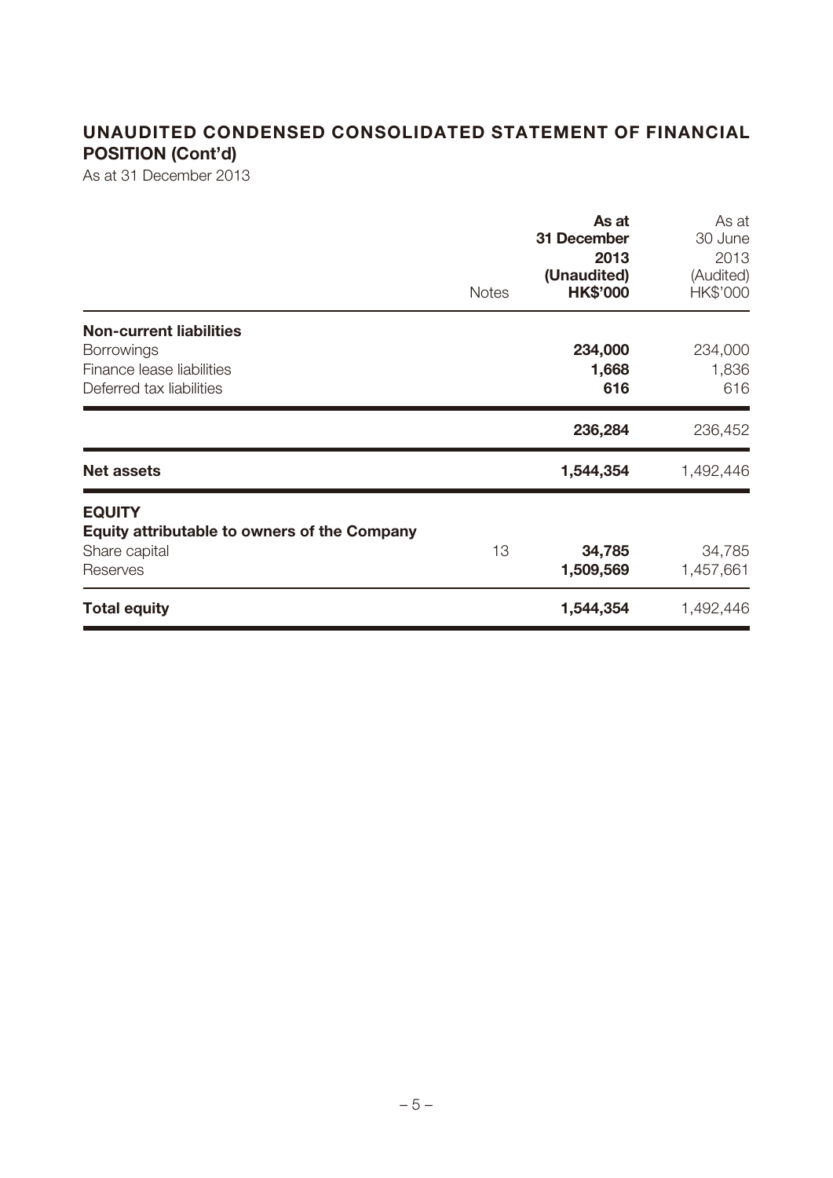## UNAUDITED CONDENSED CONSOLIDATED STATEMENT OF FINANCIAL POSITION (Cont'd)

As at 31 December 2013

| | Notes | **As at 31 December 2013 (Unaudited) HK$'000** | As at 30 June 2013 (Audited) HK$'000 |
|---|---|---|---|
| **Non-current liabilities** | | | |
| Borrowings | | **234,000** | 234,000 |
| Finance lease liabilities | | **1,668** | 1,836 |
| Deferred tax liabilities | | **616** | 616 |
| | | **236,284** | 236,452 |
| **Net assets** | | **1,544,354** | 1,492,446 |
| **EQUITY** | | | |
| **Equity attributable to owners of the Company** | | | |
| Share capital | 13 | **34,785** | 34,785 |
| Reserves | | **1,509,569** | 1,457,661 |
| **Total equity** | | **1,544,354** | 1,492,446 |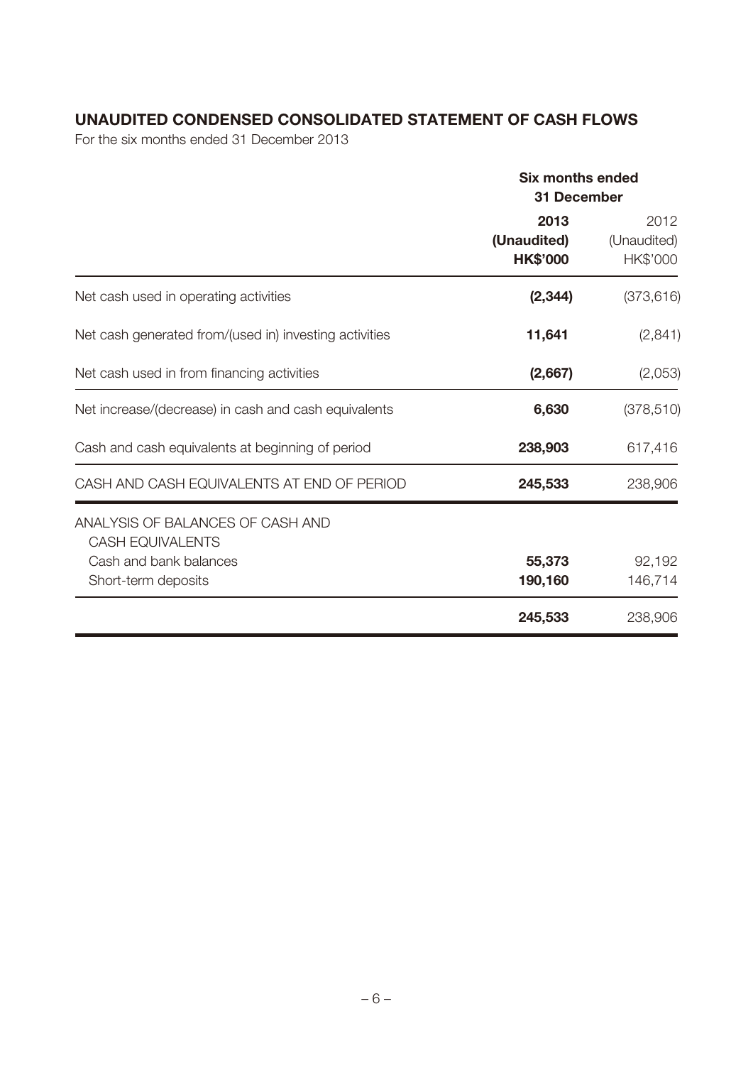## UNAUDITED CONDENSED CONSOLIDATED STATEMENT OF CASH FLOWS

For the six months ended 31 December 2013

| | Six months ended 31 December | |
|---|---|---|
| | **2013** | 2012 |
| | **(Unaudited)** | (Unaudited) |
| | **HK$'000** | HK$'000 |
| Net cash used in operating activities | **(2,344)** | (373,616) |
| Net cash generated from/(used in) investing activities | **11,641** | (2,841) |
| Net cash used in from financing activities | **(2,667)** | (2,053) |
| Net increase/(decrease) in cash and cash equivalents | **6,630** | (378,510) |
| Cash and cash equivalents at beginning of period | **238,903** | 617,416 |
| CASH AND CASH EQUIVALENTS AT END OF PERIOD | **245,533** | 238,906 |
| ANALYSIS OF BALANCES OF CASH AND CASH EQUIVALENTS | | |
| Cash and bank balances | **55,373** | 92,192 |
| Short-term deposits | **190,160** | 146,714 |
| | **245,533** | 238,906 |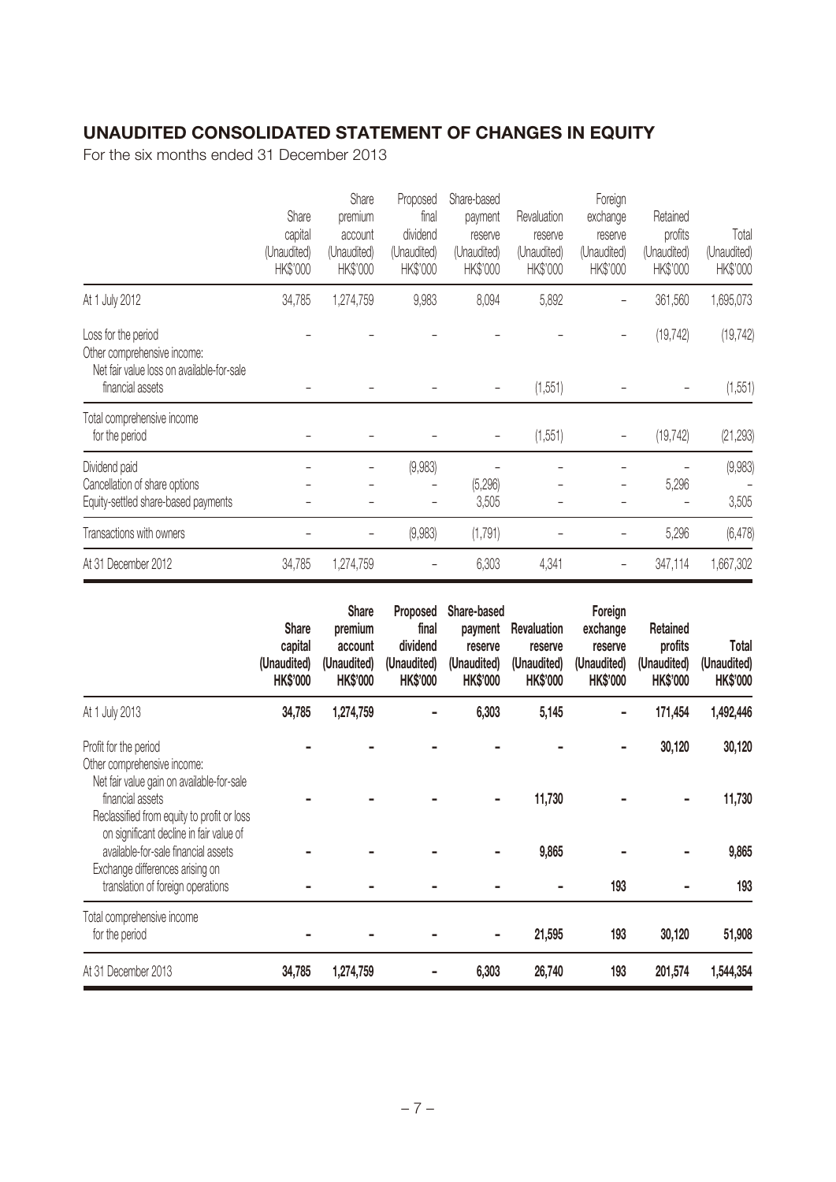## UNAUDITED CONSOLIDATED STATEMENT OF CHANGES IN EQUITY

For the six months ended 31 December 2013

| | Share capital (Unaudited) HK$'000 | Share premium account (Unaudited) HK$'000 | Proposed final dividend (Unaudited) HK$'000 | Share-based payment reserve (Unaudited) HK$'000 | Revaluation reserve (Unaudited) HK$'000 | Foreign exchange reserve (Unaudited) HK$'000 | Retained profits (Unaudited) HK$'000 | Total (Unaudited) HK$'000 |
|---|---|---|---|---|---|---|---|---|
| At 1 July 2012 | 34,785 | 1,274,759 | 9,983 | 8,094 | 5,892 | – | 361,560 | 1,695,073 |
| Loss for the period | – | – | – | – | – | – | (19,742) | (19,742) |
| Other comprehensive income: | | | | | | | | |
| Net fair value loss on available-for-sale financial assets | – | – | – | – | (1,551) | – | – | (1,551) |
| Total comprehensive income for the period | – | – | – | – | (1,551) | – | (19,742) | (21,293) |
| Dividend paid | – | – | (9,983) | – | – | – | – | (9,983) |
| Cancellation of share options | – | – | – | (5,296) | – | – | 5,296 | – |
| Equity-settled share-based payments | – | – | – | 3,505 | – | – | – | 3,505 |
| Transactions with owners | – | – | (9,983) | (1,791) | – | – | 5,296 | (6,478) |
| At 31 December 2012 | 34,785 | 1,274,759 | – | 6,303 | 4,341 | – | 347,114 | 1,667,302 |

| | **Share capital (Unaudited) HK$'000** | **Share premium account (Unaudited) HK$'000** | **Proposed final dividend (Unaudited) HK$'000** | **Share-based payment reserve (Unaudited) HK$'000** | **Revaluation reserve (Unaudited) HK$'000** | **Foreign exchange reserve (Unaudited) HK$'000** | **Retained profits (Unaudited) HK$'000** | **Total (Unaudited) HK$'000** |
|---|---|---|---|---|---|---|---|---|
| At 1 July 2013 | **34,785** | **1,274,759** | **–** | **6,303** | **5,145** | **–** | **171,454** | **1,492,446** |
| Profit for the period | **–** | **–** | **–** | **–** | **–** | **–** | **30,120** | **30,120** |
| Other comprehensive income: | | | | | | | | |
| Net fair value gain on available-for-sale financial assets | **–** | **–** | **–** | **–** | **11,730** | **–** | **–** | **11,730** |
| Reclassified from equity to profit or loss on significant decline in fair value of available-for-sale financial assets | **–** | **–** | **–** | **–** | **9,865** | **–** | **–** | **9,865** |
| Exchange differences arising on translation of foreign operations | **–** | **–** | **–** | **–** | **–** | **193** | **–** | **193** |
| Total comprehensive income for the period | **–** | **–** | **–** | **–** | **21,595** | **193** | **30,120** | **51,908** |
| At 31 December 2013 | **34,785** | **1,274,759** | **–** | **6,303** | **26,740** | **193** | **201,574** | **1,544,354** |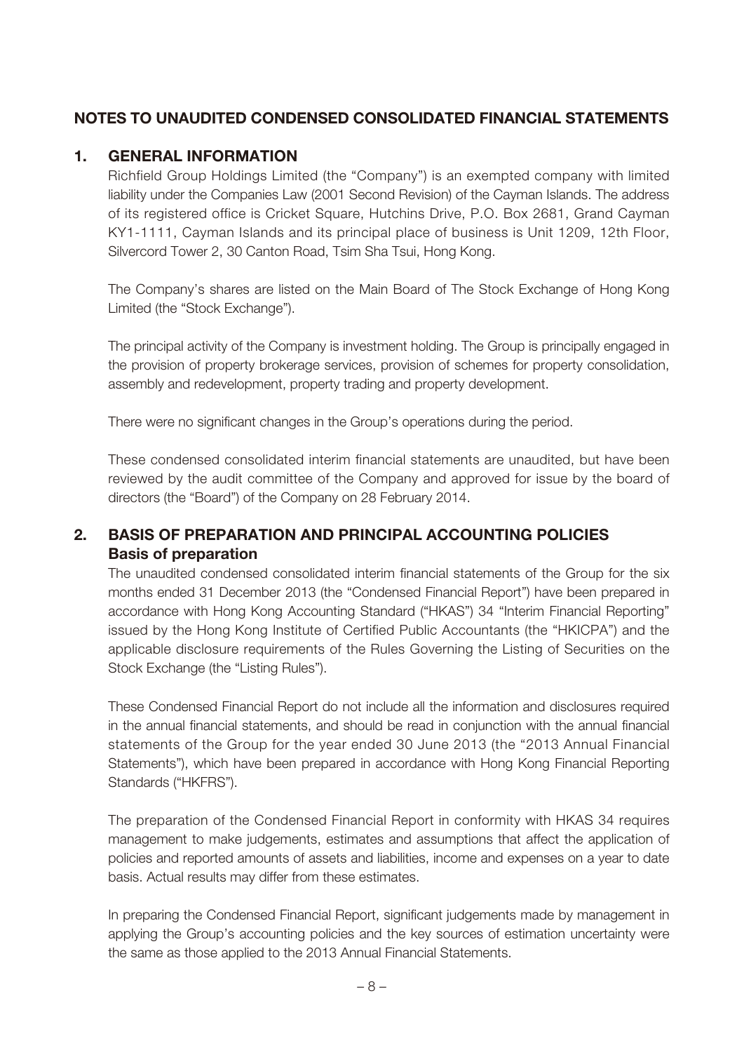# NOTES TO UNAUDITED CONDENSED CONSOLIDATED FINANCIAL STATEMENTS

## 1. GENERAL INFORMATION

Richfield Group Holdings Limited (the "Company") is an exempted company with limited liability under the Companies Law (2001 Second Revision) of the Cayman Islands. The address of its registered office is Cricket Square, Hutchins Drive, P.O. Box 2681, Grand Cayman KY1-1111, Cayman Islands and its principal place of business is Unit 1209, 12th Floor, Silvercord Tower 2, 30 Canton Road, Tsim Sha Tsui, Hong Kong.

The Company's shares are listed on the Main Board of The Stock Exchange of Hong Kong Limited (the "Stock Exchange").

The principal activity of the Company is investment holding. The Group is principally engaged in the provision of property brokerage services, provision of schemes for property consolidation, assembly and redevelopment, property trading and property development.

There were no significant changes in the Group's operations during the period.

These condensed consolidated interim financial statements are unaudited, but have been reviewed by the audit committee of the Company and approved for issue by the board of directors (the "Board") of the Company on 28 February 2014.

## 2. BASIS OF PREPARATION AND PRINCIPAL ACCOUNTING POLICIES

### Basis of preparation

The unaudited condensed consolidated interim financial statements of the Group for the six months ended 31 December 2013 (the "Condensed Financial Report") have been prepared in accordance with Hong Kong Accounting Standard ("HKAS") 34 "Interim Financial Reporting" issued by the Hong Kong Institute of Certified Public Accountants (the "HKICPA") and the applicable disclosure requirements of the Rules Governing the Listing of Securities on the Stock Exchange (the "Listing Rules").

These Condensed Financial Report do not include all the information and disclosures required in the annual financial statements, and should be read in conjunction with the annual financial statements of the Group for the year ended 30 June 2013 (the "2013 Annual Financial Statements"), which have been prepared in accordance with Hong Kong Financial Reporting Standards ("HKFRS").

The preparation of the Condensed Financial Report in conformity with HKAS 34 requires management to make judgements, estimates and assumptions that affect the application of policies and reported amounts of assets and liabilities, income and expenses on a year to date basis. Actual results may differ from these estimates.

In preparing the Condensed Financial Report, significant judgements made by management in applying the Group's accounting policies and the key sources of estimation uncertainty were the same as those applied to the 2013 Annual Financial Statements.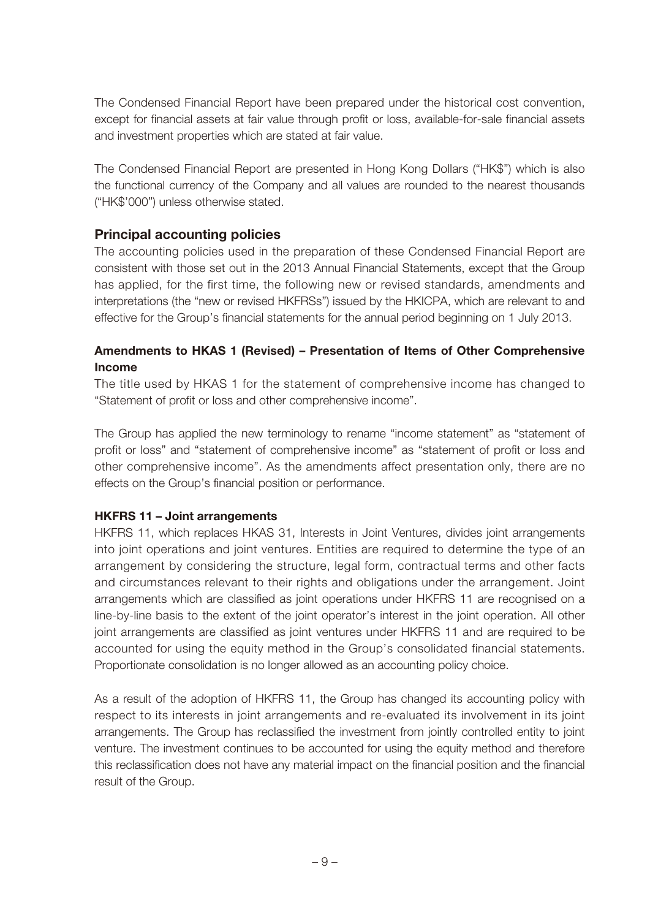The Condensed Financial Report have been prepared under the historical cost convention, except for financial assets at fair value through profit or loss, available-for-sale financial assets and investment properties which are stated at fair value.

The Condensed Financial Report are presented in Hong Kong Dollars ("HK$") which is also the functional currency of the Company and all values are rounded to the nearest thousands ("HK$'000") unless otherwise stated.

## Principal accounting policies

The accounting policies used in the preparation of these Condensed Financial Report are consistent with those set out in the 2013 Annual Financial Statements, except that the Group has applied, for the first time, the following new or revised standards, amendments and interpretations (the "new or revised HKFRSs") issued by the HKICPA, which are relevant to and effective for the Group's financial statements for the annual period beginning on 1 July 2013.

### Amendments to HKAS 1 (Revised) – Presentation of Items of Other Comprehensive Income

The title used by HKAS 1 for the statement of comprehensive income has changed to "Statement of profit or loss and other comprehensive income".

The Group has applied the new terminology to rename "income statement" as "statement of profit or loss" and "statement of comprehensive income" as "statement of profit or loss and other comprehensive income". As the amendments affect presentation only, there are no effects on the Group's financial position or performance.

### HKFRS 11 – Joint arrangements

HKFRS 11, which replaces HKAS 31, Interests in Joint Ventures, divides joint arrangements into joint operations and joint ventures. Entities are required to determine the type of an arrangement by considering the structure, legal form, contractual terms and other facts and circumstances relevant to their rights and obligations under the arrangement. Joint arrangements which are classified as joint operations under HKFRS 11 are recognised on a line-by-line basis to the extent of the joint operator's interest in the joint operation. All other joint arrangements are classified as joint ventures under HKFRS 11 and are required to be accounted for using the equity method in the Group's consolidated financial statements. Proportionate consolidation is no longer allowed as an accounting policy choice.

As a result of the adoption of HKFRS 11, the Group has changed its accounting policy with respect to its interests in joint arrangements and re-evaluated its involvement in its joint arrangements. The Group has reclassified the investment from jointly controlled entity to joint venture. The investment continues to be accounted for using the equity method and therefore this reclassification does not have any material impact on the financial position and the financial result of the Group.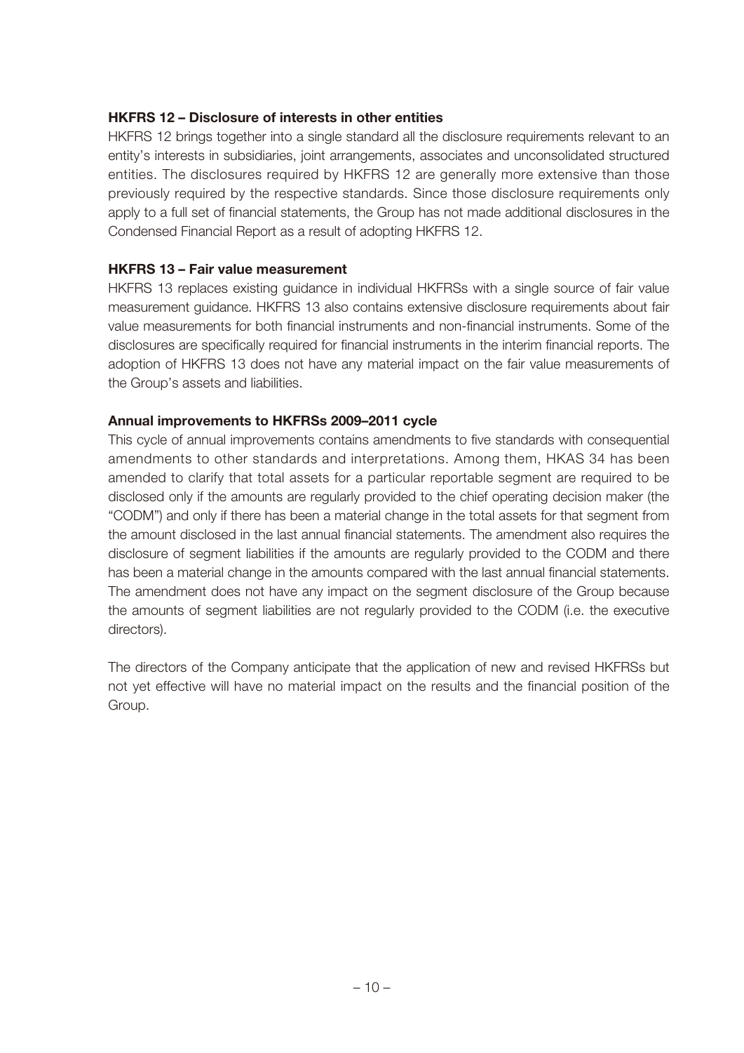**HKFRS 12 – Disclosure of interests in other entities**

HKFRS 12 brings together into a single standard all the disclosure requirements relevant to an entity's interests in subsidiaries, joint arrangements, associates and unconsolidated structured entities. The disclosures required by HKFRS 12 are generally more extensive than those previously required by the respective standards. Since those disclosure requirements only apply to a full set of financial statements, the Group has not made additional disclosures in the Condensed Financial Report as a result of adopting HKFRS 12.

**HKFRS 13 – Fair value measurement**

HKFRS 13 replaces existing guidance in individual HKFRSs with a single source of fair value measurement guidance. HKFRS 13 also contains extensive disclosure requirements about fair value measurements for both financial instruments and non-financial instruments. Some of the disclosures are specifically required for financial instruments in the interim financial reports. The adoption of HKFRS 13 does not have any material impact on the fair value measurements of the Group's assets and liabilities.

**Annual improvements to HKFRSs 2009–2011 cycle**

This cycle of annual improvements contains amendments to five standards with consequential amendments to other standards and interpretations. Among them, HKAS 34 has been amended to clarify that total assets for a particular reportable segment are required to be disclosed only if the amounts are regularly provided to the chief operating decision maker (the "CODM") and only if there has been a material change in the total assets for that segment from the amount disclosed in the last annual financial statements. The amendment also requires the disclosure of segment liabilities if the amounts are regularly provided to the CODM and there has been a material change in the amounts compared with the last annual financial statements. The amendment does not have any impact on the segment disclosure of the Group because the amounts of segment liabilities are not regularly provided to the CODM (i.e. the executive directors).

The directors of the Company anticipate that the application of new and revised HKFRSs but not yet effective will have no material impact on the results and the financial position of the Group.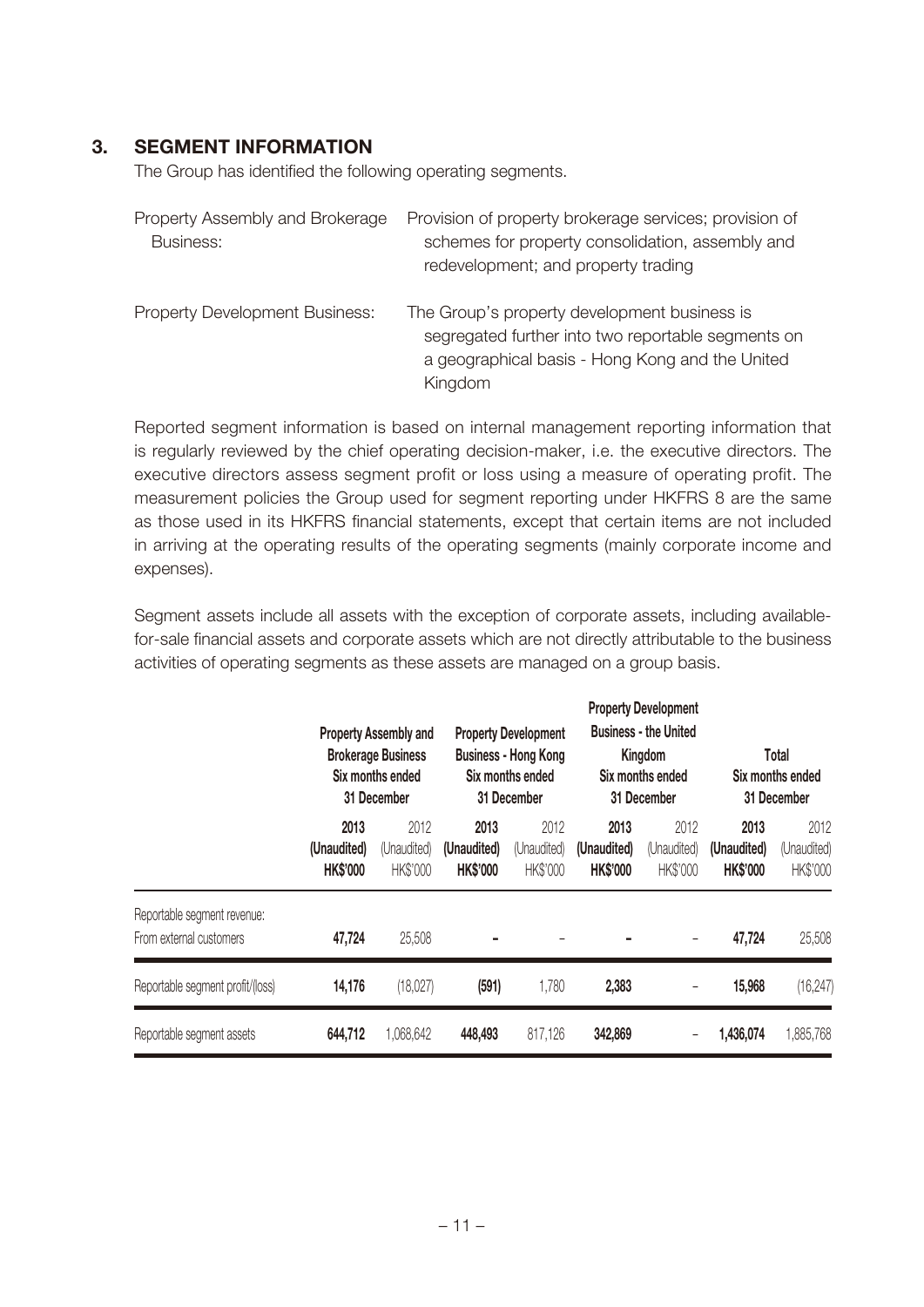## 3. SEGMENT INFORMATION

The Group has identified the following operating segments.

| | |
|---|---|
| Property Assembly and Brokerage Business: | Provision of property brokerage services; provision of schemes for property consolidation, assembly and redevelopment; and property trading |
| Property Development Business: | The Group's property development business is segregated further into two reportable segments on a geographical basis - Hong Kong and the United Kingdom |

Reported segment information is based on internal management reporting information that is regularly reviewed by the chief operating decision-maker, i.e. the executive directors. The executive directors assess segment profit or loss using a measure of operating profit. The measurement policies the Group used for segment reporting under HKFRS 8 are the same as those used in its HKFRS financial statements, except that certain items are not included in arriving at the operating results of the operating segments (mainly corporate income and expenses).

Segment assets include all assets with the exception of corporate assets, including available-for-sale financial assets and corporate assets which are not directly attributable to the business activities of operating segments as these assets are managed on a group basis.

| | Property Assembly and Brokerage Business Six months ended 31 December | | Property Development Business - Hong Kong Six months ended 31 December | | Property Development Business - the United Kingdom Six months ended 31 December | | Total Six months ended 31 December | |
|---|---|---|---|---|---|---|---|---|
| | **2013 (Unaudited) HK$'000** | 2012 (Unaudited) HK$'000 | **2013 (Unaudited) HK$'000** | 2012 (Unaudited) HK$'000 | **2013 (Unaudited) HK$'000** | 2012 (Unaudited) HK$'000 | **2013 (Unaudited) HK$'000** | 2012 (Unaudited) HK$'000 |
| Reportable segment revenue: From external customers | **47,724** | 25,508 | **-** | – | **-** | – | **47,724** | 25,508 |
| Reportable segment profit/(loss) | **14,176** | (18,027) | **(591)** | 1,780 | **2,383** | – | **15,968** | (16,247) |
| Reportable segment assets | **644,712** | 1,068,642 | **448,493** | 817,126 | **342,869** | – | **1,436,074** | 1,885,768 |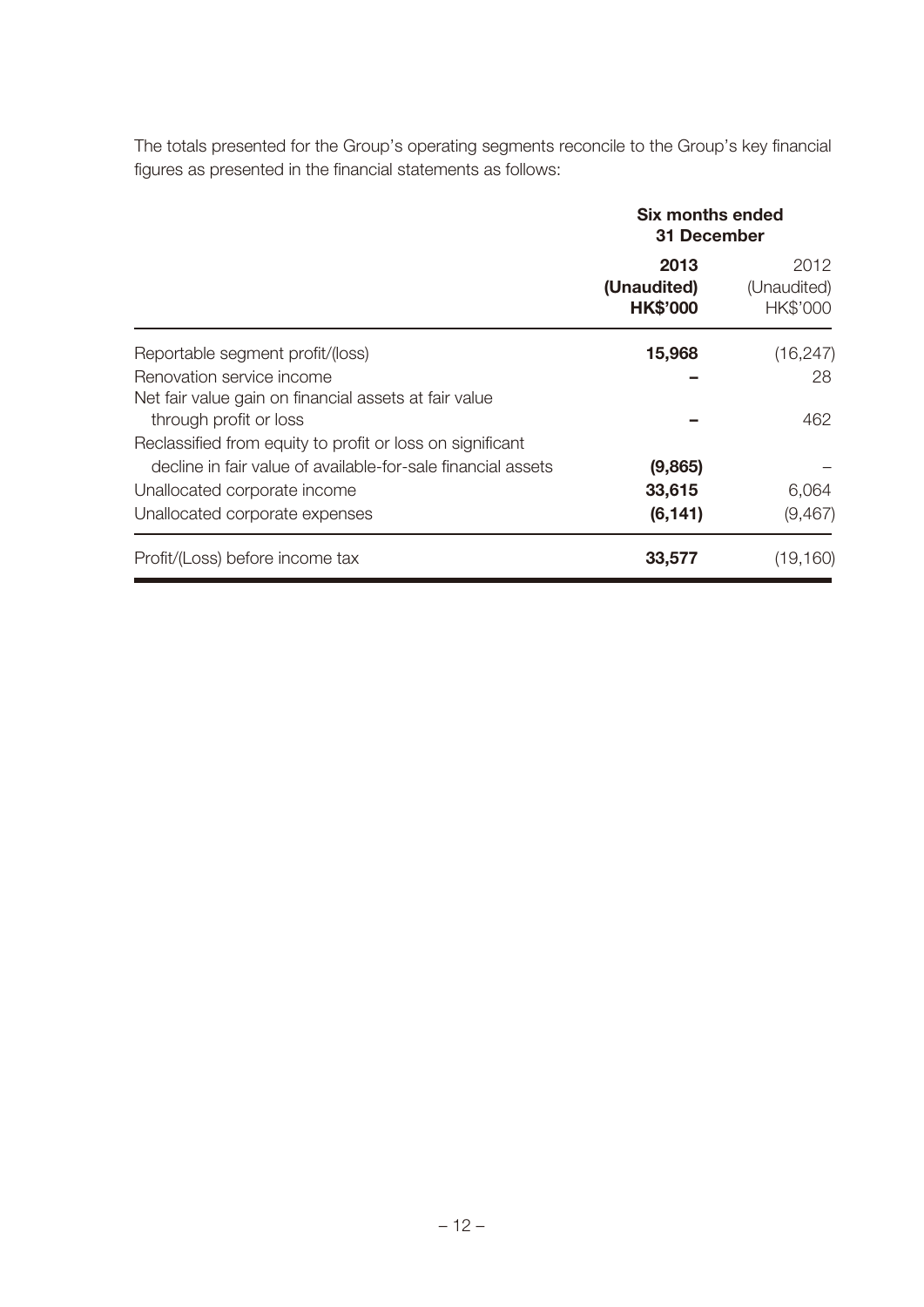The totals presented for the Group's operating segments reconcile to the Group's key financial figures as presented in the financial statements as follows:

| | Six months ended 31 December | |
|---|---|---|
| | **2013** | 2012 |
| | **(Unaudited)** | (Unaudited) |
| | **HK$'000** | HK$'000 |
| Reportable segment profit/(loss) | **15,968** | (16,247) |
| Renovation service income | **–** | 28 |
| Net fair value gain on financial assets at fair value through profit or loss | **–** | 462 |
| Reclassified from equity to profit or loss on significant decline in fair value of available-for-sale financial assets | **(9,865)** | – |
| Unallocated corporate income | **33,615** | 6,064 |
| Unallocated corporate expenses | **(6,141)** | (9,467) |
| Profit/(Loss) before income tax | **33,577** | (19,160) |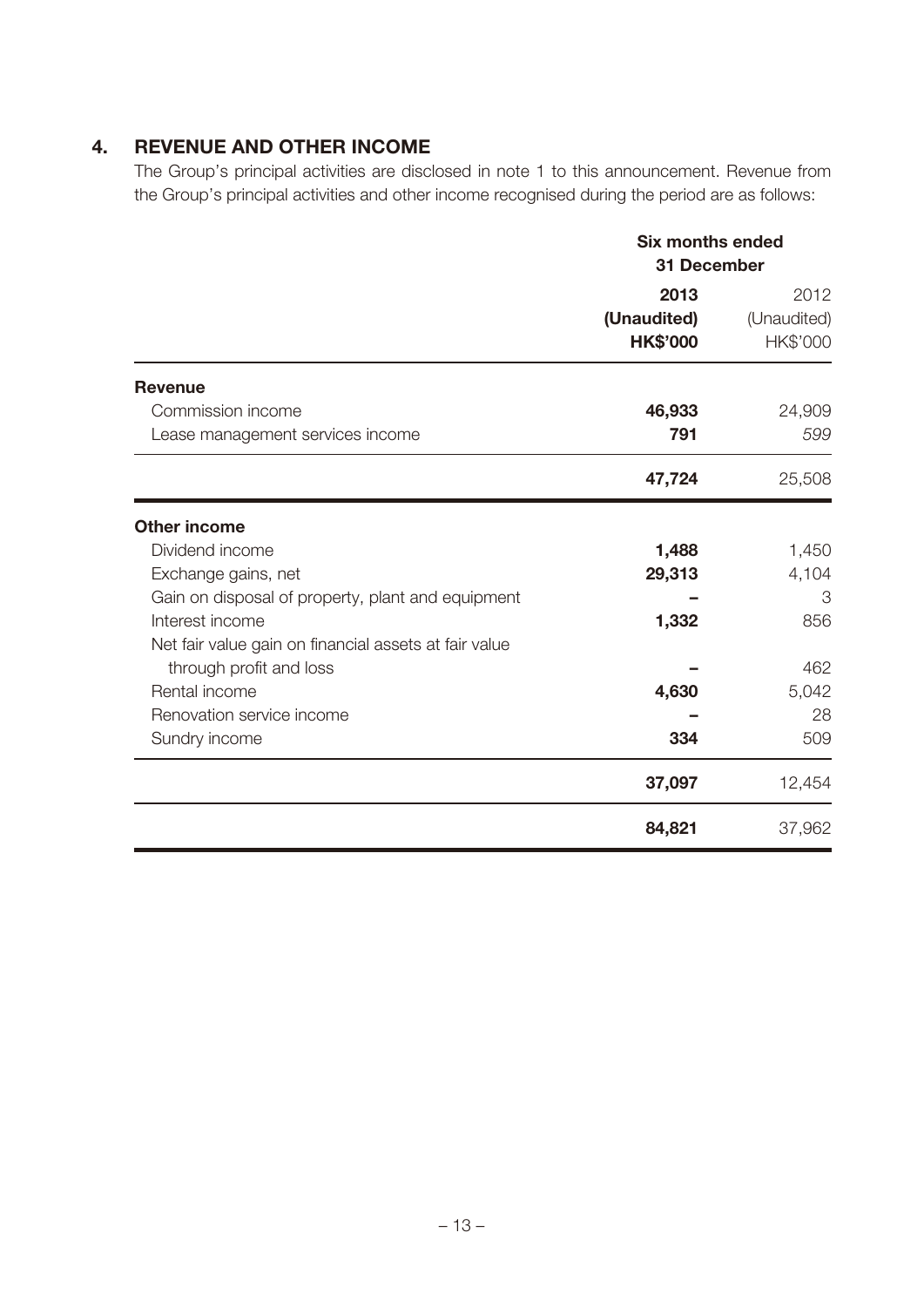## 4. REVENUE AND OTHER INCOME

The Group's principal activities are disclosed in note 1 to this announcement. Revenue from the Group's principal activities and other income recognised during the period are as follows:

| | Six months ended 31 December | |
|---|---|---|
| | **2013** | 2012 |
| | **(Unaudited)** | (Unaudited) |
| | **HK$'000** | HK$'000 |
| **Revenue** | | |
| Commission income | **46,933** | 24,909 |
| Lease management services income | **791** | *599* |
| | **47,724** | 25,508 |
| **Other income** | | |
| Dividend income | **1,488** | 1,450 |
| Exchange gains, net | **29,313** | 4,104 |
| Gain on disposal of property, plant and equipment | **–** | 3 |
| Interest income | **1,332** | 856 |
| Net fair value gain on financial assets at fair value through profit and loss | **–** | 462 |
| Rental income | **4,630** | 5,042 |
| Renovation service income | **–** | 28 |
| Sundry income | **334** | 509 |
| | **37,097** | 12,454 |
| | **84,821** | 37,962 |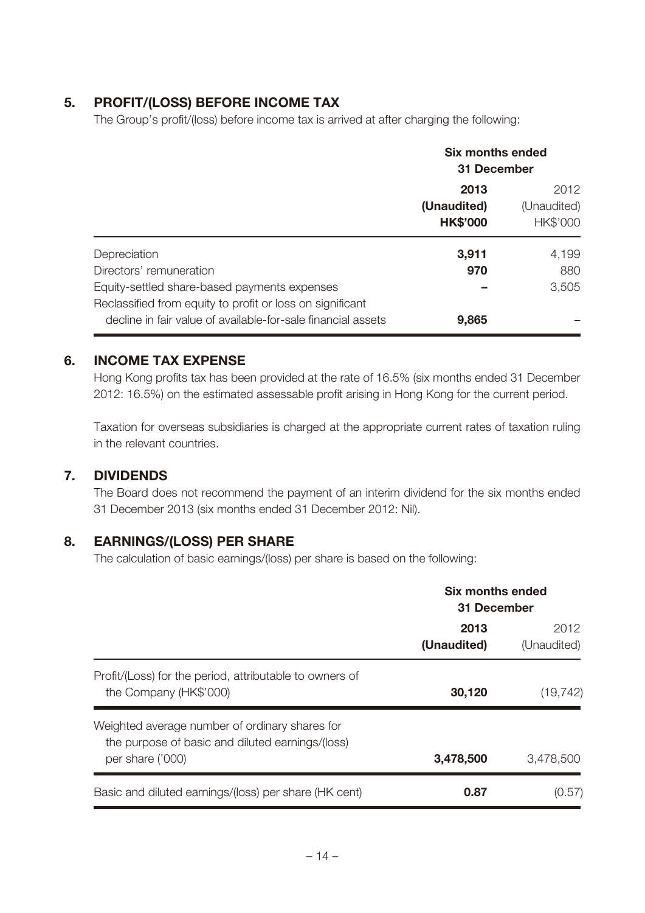## 5. PROFIT/(LOSS) BEFORE INCOME TAX

The Group's profit/(loss) before income tax is arrived at after charging the following:

| | Six months ended 31 December | |
|---|---|---|
| | **2013** | 2012 |
| | **(Unaudited)** | (Unaudited) |
| | **HK$'000** | HK$'000 |
| Depreciation | **3,911** | 4,199 |
| Directors' remuneration | **970** | 880 |
| Equity-settled share-based payments expenses | **–** | 3,505 |
| Reclassified from equity to profit or loss on significant decline in fair value of available-for-sale financial assets | **9,865** | – |

## 6. INCOME TAX EXPENSE

Hong Kong profits tax has been provided at the rate of 16.5% (six months ended 31 December 2012: 16.5%) on the estimated assessable profit arising in Hong Kong for the current period.

Taxation for overseas subsidiaries is charged at the appropriate current rates of taxation ruling in the relevant countries.

## 7. DIVIDENDS

The Board does not recommend the payment of an interim dividend for the six months ended 31 December 2013 (six months ended 31 December 2012: Nil).

## 8. EARNINGS/(LOSS) PER SHARE

The calculation of basic earnings/(loss) per share is based on the following:

| | Six months ended 31 December | |
|---|---|---|
| | **2013** | 2012 |
| | **(Unaudited)** | (Unaudited) |
| Profit/(Loss) for the period, attributable to owners of the Company (HK$'000) | **30,120** | (19,742) |
| Weighted average number of ordinary shares for the purpose of basic and diluted earnings/(loss) per share ('000) | **3,478,500** | 3,478,500 |
| Basic and diluted earnings/(loss) per share (HK cent) | **0.87** | (0.57) |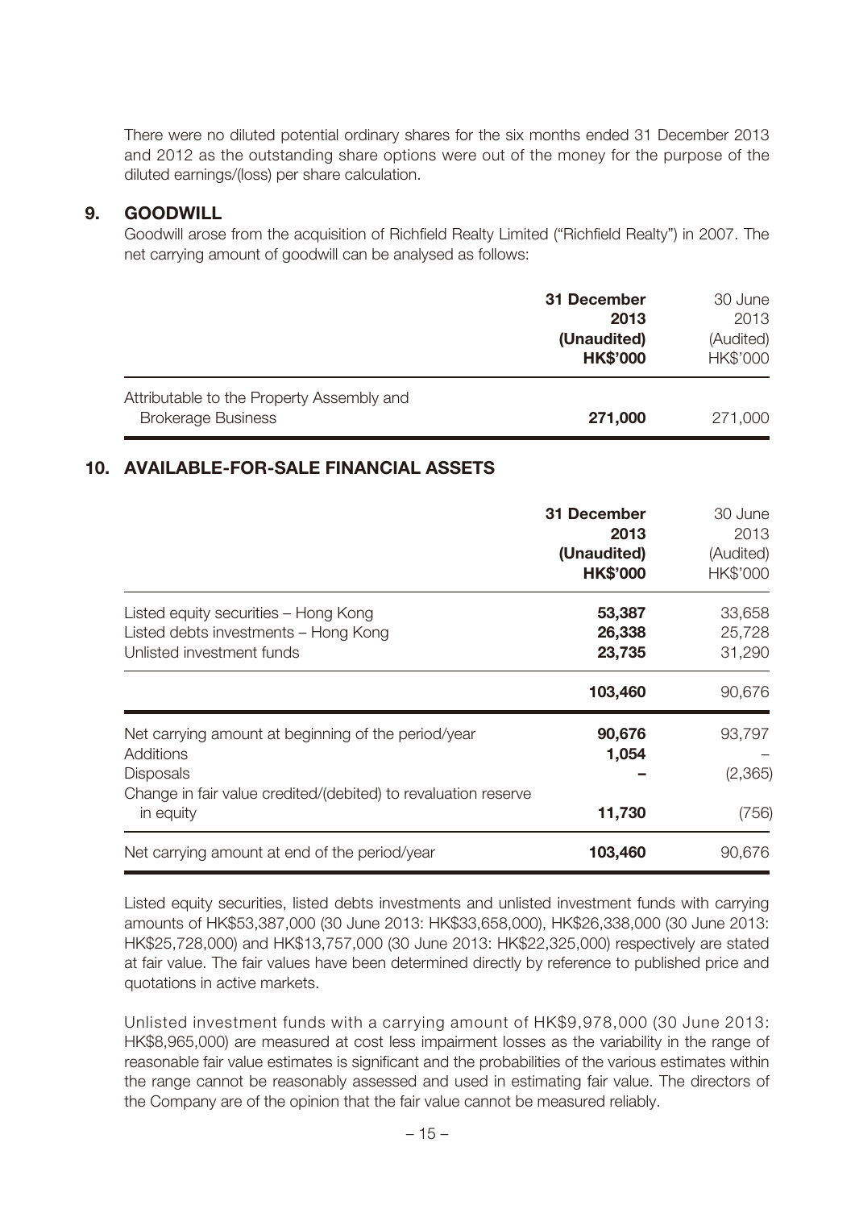There were no diluted potential ordinary shares for the six months ended 31 December 2013 and 2012 as the outstanding share options were out of the money for the purpose of the diluted earnings/(loss) per share calculation.

## 9. GOODWILL

Goodwill arose from the acquisition of Richfield Realty Limited ("Richfield Realty") in 2007. The net carrying amount of goodwill can be analysed as follows:

| | **31 December 2013 (Unaudited) HK$'000** | 30 June 2013 (Audited) HK$'000 |
|---|---|---|
| Attributable to the Property Assembly and Brokerage Business | **271,000** | 271,000 |

## 10. AVAILABLE-FOR-SALE FINANCIAL ASSETS

| | **31 December 2013 (Unaudited) HK$'000** | 30 June 2013 (Audited) HK$'000 |
|---|---|---|
| Listed equity securities – Hong Kong | **53,387** | 33,658 |
| Listed debts investments – Hong Kong | **26,338** | 25,728 |
| Unlisted investment funds | **23,735** | 31,290 |
| | **103,460** | 90,676 |
| Net carrying amount at beginning of the period/year | **90,676** | 93,797 |
| Additions | **1,054** | – |
| Disposals | **–** | (2,365) |
| Change in fair value credited/(debited) to revaluation reserve in equity | **11,730** | (756) |
| Net carrying amount at end of the period/year | **103,460** | 90,676 |

Listed equity securities, listed debts investments and unlisted investment funds with carrying amounts of HK$53,387,000 (30 June 2013: HK$33,658,000), HK$26,338,000 (30 June 2013: HK$25,728,000) and HK$13,757,000 (30 June 2013: HK$22,325,000) respectively are stated at fair value. The fair values have been determined directly by reference to published price and quotations in active markets.

Unlisted investment funds with a carrying amount of HK$9,978,000 (30 June 2013: HK$8,965,000) are measured at cost less impairment losses as the variability in the range of reasonable fair value estimates is significant and the probabilities of the various estimates within the range cannot be reasonably assessed and used in estimating fair value. The directors of the Company are of the opinion that the fair value cannot be measured reliably.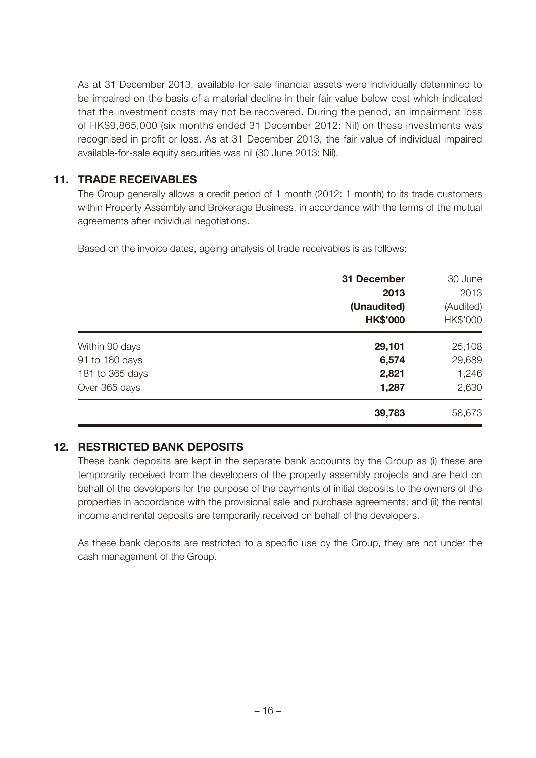As at 31 December 2013, available-for-sale financial assets were individually determined to be impaired on the basis of a material decline in their fair value below cost which indicated that the investment costs may not be recovered. During the period, an impairment loss of HK$9,865,000 (six months ended 31 December 2012: Nil) on these investments was recognised in profit or loss. As at 31 December 2013, the fair value of individual impaired available-for-sale equity securities was nil (30 June 2013: Nil).

## 11. TRADE RECEIVABLES

The Group generally allows a credit period of 1 month (2012: 1 month) to its trade customers within Property Assembly and Brokerage Business, in accordance with the terms of the mutual agreements after individual negotiations.

Based on the invoice dates, ageing analysis of trade receivables is as follows:

| | **31 December 2013 (Unaudited) HK$'000** | 30 June 2013 (Audited) HK$'000 |
|---|---|---|
| Within 90 days | **29,101** | 25,108 |
| 91 to 180 days | **6,574** | 29,689 |
| 181 to 365 days | **2,821** | 1,246 |
| Over 365 days | **1,287** | 2,630 |
| | **39,783** | 58,673 |

## 12. RESTRICTED BANK DEPOSITS

These bank deposits are kept in the separate bank accounts by the Group as (i) these are temporarily received from the developers of the property assembly projects and are held on behalf of the developers for the purpose of the payments of initial deposits to the owners of the properties in accordance with the provisional sale and purchase agreements; and (ii) the rental income and rental deposits are temporarily received on behalf of the developers.

As these bank deposits are restricted to a specific use by the Group, they are not under the cash management of the Group.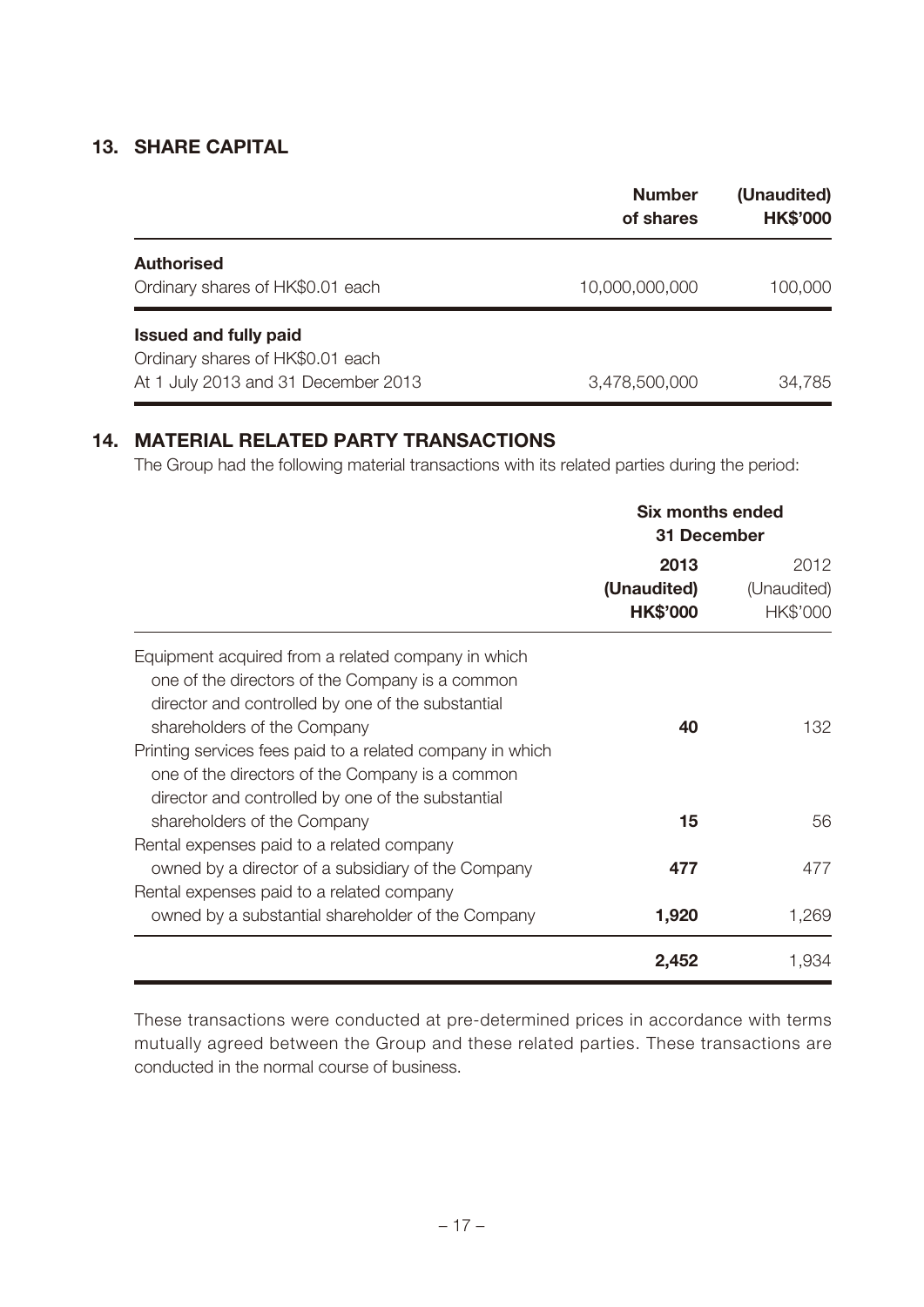## 13. SHARE CAPITAL

| | Number of shares | (Unaudited) HK$'000 |
|---|---|---|
| **Authorised** | | |
| Ordinary shares of HK$0.01 each | 10,000,000,000 | 100,000 |
| **Issued and fully paid** | | |
| Ordinary shares of HK$0.01 each | | |
| At 1 July 2013 and 31 December 2013 | 3,478,500,000 | 34,785 |

## 14. MATERIAL RELATED PARTY TRANSACTIONS

The Group had the following material transactions with its related parties during the period:

| | Six months ended 31 December | |
|---|---|---|
| | **2013 (Unaudited) HK$'000** | 2012 (Unaudited) HK$'000 |
| Equipment acquired from a related company in which one of the directors of the Company is a common director and controlled by one of the substantial shareholders of the Company | **40** | 132 |
| Printing services fees paid to a related company in which one of the directors of the Company is a common director and controlled by one of the substantial shareholders of the Company | **15** | 56 |
| Rental expenses paid to a related company owned by a director of a subsidiary of the Company | **477** | 477 |
| Rental expenses paid to a related company owned by a substantial shareholder of the Company | **1,920** | 1,269 |
| | **2,452** | 1,934 |

These transactions were conducted at pre-determined prices in accordance with terms mutually agreed between the Group and these related parties. These transactions are conducted in the normal course of business.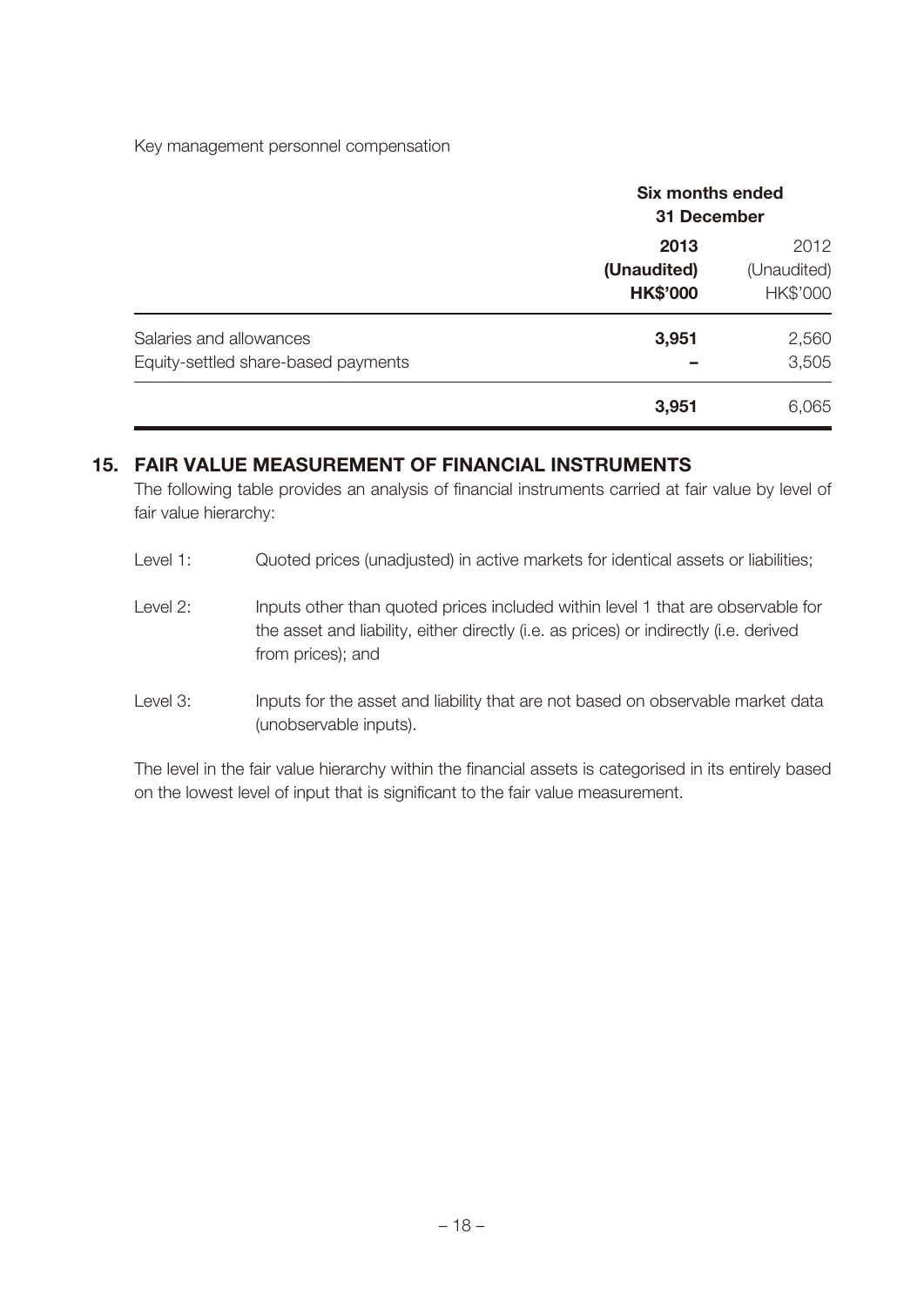Key management personnel compensation

| | Six months ended 31 December | |
|---|---|---|
| | **2013** | 2012 |
| | **(Unaudited)** | (Unaudited) |
| | **HK$'000** | HK$'000 |
| Salaries and allowances | **3,951** | 2,560 |
| Equity-settled share-based payments | **–** | 3,505 |
| | **3,951** | 6,065 |

## 15. FAIR VALUE MEASUREMENT OF FINANCIAL INSTRUMENTS

The following table provides an analysis of financial instruments carried at fair value by level of fair value hierarchy:

Level 1: Quoted prices (unadjusted) in active markets for identical assets or liabilities;

Level 2: Inputs other than quoted prices included within level 1 that are observable for the asset and liability, either directly (i.e. as prices) or indirectly (i.e. derived from prices); and

Level 3: Inputs for the asset and liability that are not based on observable market data (unobservable inputs).

The level in the fair value hierarchy within the financial assets is categorised in its entirely based on the lowest level of input that is significant to the fair value measurement.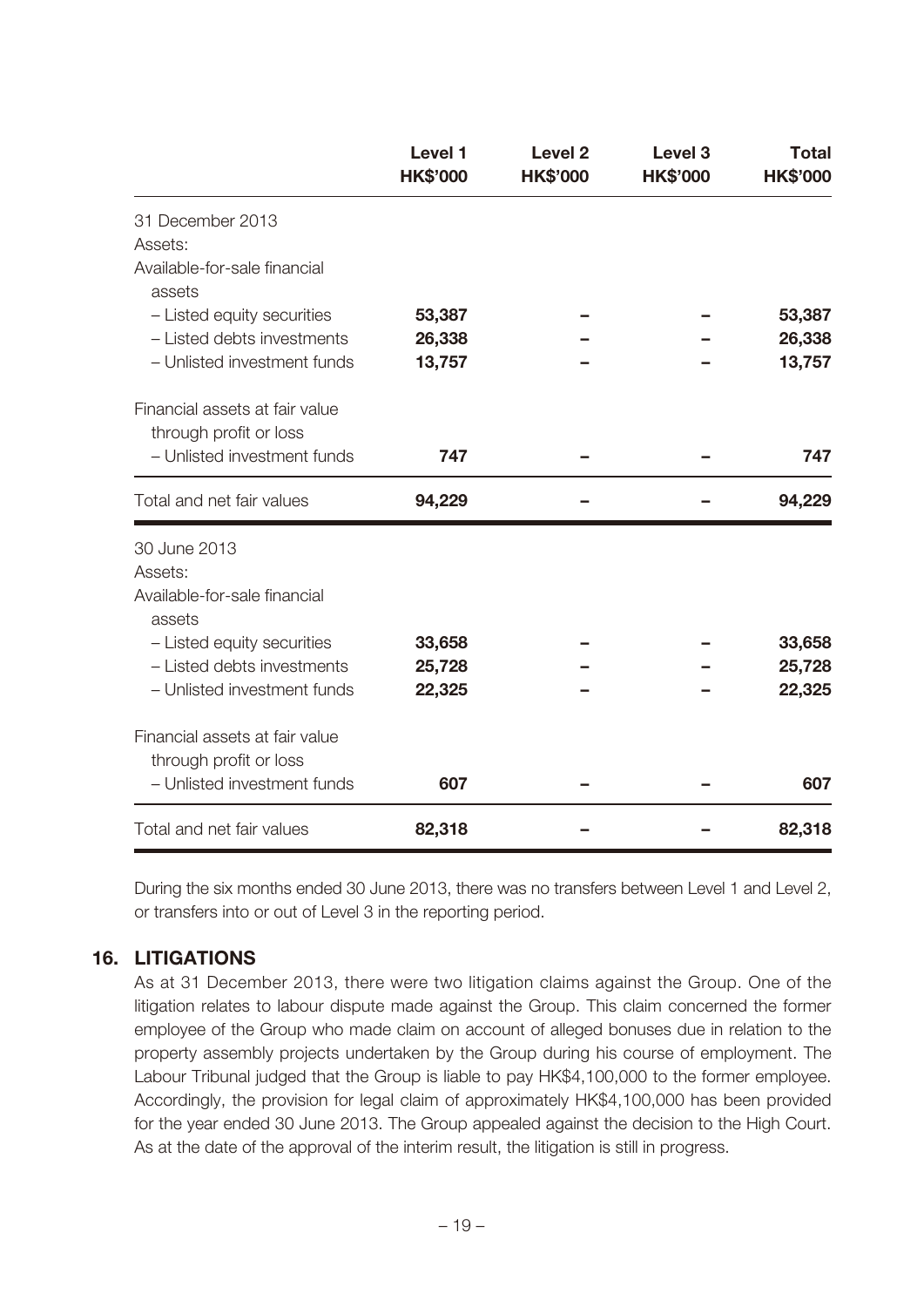| | Level 1 HK$'000 | Level 2 HK$'000 | Level 3 HK$'000 | Total HK$'000 |
|---|---|---|---|---|
| 31 December 2013 | | | | |
| Assets: | | | | |
| Available-for-sale financial assets | | | | |
| – Listed equity securities | **53,387** | **–** | **–** | **53,387** |
| – Listed debts investments | **26,338** | **–** | **–** | **26,338** |
| – Unlisted investment funds | **13,757** | **–** | **–** | **13,757** |
| Financial assets at fair value through profit or loss | | | | |
| – Unlisted investment funds | **747** | **–** | **–** | **747** |
| Total and net fair values | **94,229** | **–** | **–** | **94,229** |
| 30 June 2013 | | | | |
| Assets: | | | | |
| Available-for-sale financial assets | | | | |
| – Listed equity securities | 33,658 | – | – | 33,658 |
| – Listed debts investments | 25,728 | – | – | 25,728 |
| – Unlisted investment funds | 22,325 | – | – | 22,325 |
| Financial assets at fair value through profit or loss | | | | |
| – Unlisted investment funds | 607 | – | – | 607 |
| Total and net fair values | 82,318 | – | – | 82,318 |

During the six months ended 30 June 2013, there was no transfers between Level 1 and Level 2, or transfers into or out of Level 3 in the reporting period.

## 16. LITIGATIONS

As at 31 December 2013, there were two litigation claims against the Group. One of the litigation relates to labour dispute made against the Group. This claim concerned the former employee of the Group who made claim on account of alleged bonuses due in relation to the property assembly projects undertaken by the Group during his course of employment. The Labour Tribunal judged that the Group is liable to pay HK$4,100,000 to the former employee. Accordingly, the provision for legal claim of approximately HK$4,100,000 has been provided for the year ended 30 June 2013. The Group appealed against the decision to the High Court. As at the date of the approval of the interim result, the litigation is still in progress.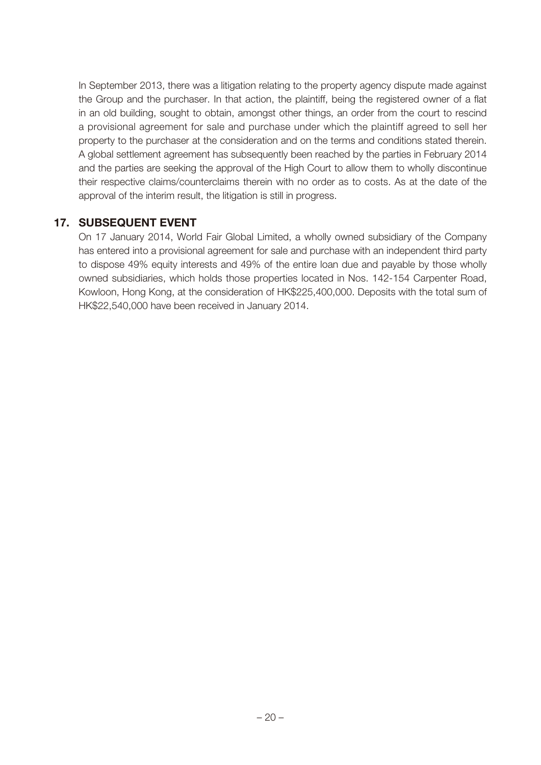In September 2013, there was a litigation relating to the property agency dispute made against the Group and the purchaser. In that action, the plaintiff, being the registered owner of a flat in an old building, sought to obtain, amongst other things, an order from the court to rescind a provisional agreement for sale and purchase under which the plaintiff agreed to sell her property to the purchaser at the consideration and on the terms and conditions stated therein. A global settlement agreement has subsequently been reached by the parties in February 2014 and the parties are seeking the approval of the High Court to allow them to wholly discontinue their respective claims/counterclaims therein with no order as to costs. As at the date of the approval of the interim result, the litigation is still in progress.

## 17. SUBSEQUENT EVENT

On 17 January 2014, World Fair Global Limited, a wholly owned subsidiary of the Company has entered into a provisional agreement for sale and purchase with an independent third party to dispose 49% equity interests and 49% of the entire loan due and payable by those wholly owned subsidiaries, which holds those properties located in Nos. 142-154 Carpenter Road, Kowloon, Hong Kong, at the consideration of HK$225,400,000. Deposits with the total sum of HK$22,540,000 have been received in January 2014.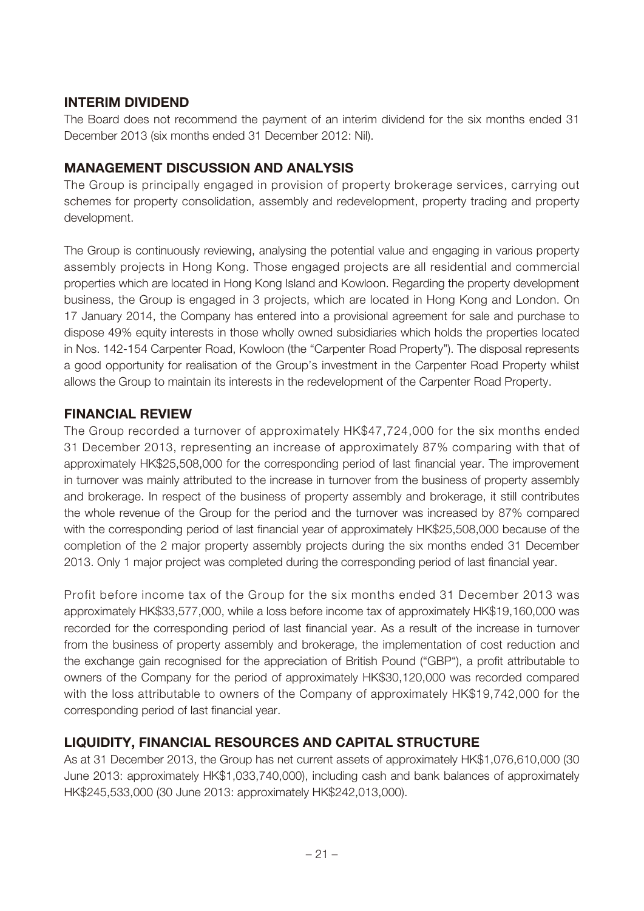## INTERIM DIVIDEND

The Board does not recommend the payment of an interim dividend for the six months ended 31 December 2013 (six months ended 31 December 2012: Nil).

## MANAGEMENT DISCUSSION AND ANALYSIS

The Group is principally engaged in provision of property brokerage services, carrying out schemes for property consolidation, assembly and redevelopment, property trading and property development.

The Group is continuously reviewing, analysing the potential value and engaging in various property assembly projects in Hong Kong. Those engaged projects are all residential and commercial properties which are located in Hong Kong Island and Kowloon. Regarding the property development business, the Group is engaged in 3 projects, which are located in Hong Kong and London. On 17 January 2014, the Company has entered into a provisional agreement for sale and purchase to dispose 49% equity interests in those wholly owned subsidiaries which holds the properties located in Nos. 142-154 Carpenter Road, Kowloon (the "Carpenter Road Property"). The disposal represents a good opportunity for realisation of the Group's investment in the Carpenter Road Property whilst allows the Group to maintain its interests in the redevelopment of the Carpenter Road Property.

## FINANCIAL REVIEW

The Group recorded a turnover of approximately HK$47,724,000 for the six months ended 31 December 2013, representing an increase of approximately 87% comparing with that of approximately HK$25,508,000 for the corresponding period of last financial year. The improvement in turnover was mainly attributed to the increase in turnover from the business of property assembly and brokerage. In respect of the business of property assembly and brokerage, it still contributes the whole revenue of the Group for the period and the turnover was increased by 87% compared with the corresponding period of last financial year of approximately HK$25,508,000 because of the completion of the 2 major property assembly projects during the six months ended 31 December 2013. Only 1 major project was completed during the corresponding period of last financial year.

Profit before income tax of the Group for the six months ended 31 December 2013 was approximately HK$33,577,000, while a loss before income tax of approximately HK$19,160,000 was recorded for the corresponding period of last financial year. As a result of the increase in turnover from the business of property assembly and brokerage, the implementation of cost reduction and the exchange gain recognised for the appreciation of British Pound ("GBP"), a profit attributable to owners of the Company for the period of approximately HK$30,120,000 was recorded compared with the loss attributable to owners of the Company of approximately HK$19,742,000 for the corresponding period of last financial year.

## LIQUIDITY, FINANCIAL RESOURCES AND CAPITAL STRUCTURE

As at 31 December 2013, the Group has net current assets of approximately HK$1,076,610,000 (30 June 2013: approximately HK$1,033,740,000), including cash and bank balances of approximately HK$245,533,000 (30 June 2013: approximately HK$242,013,000).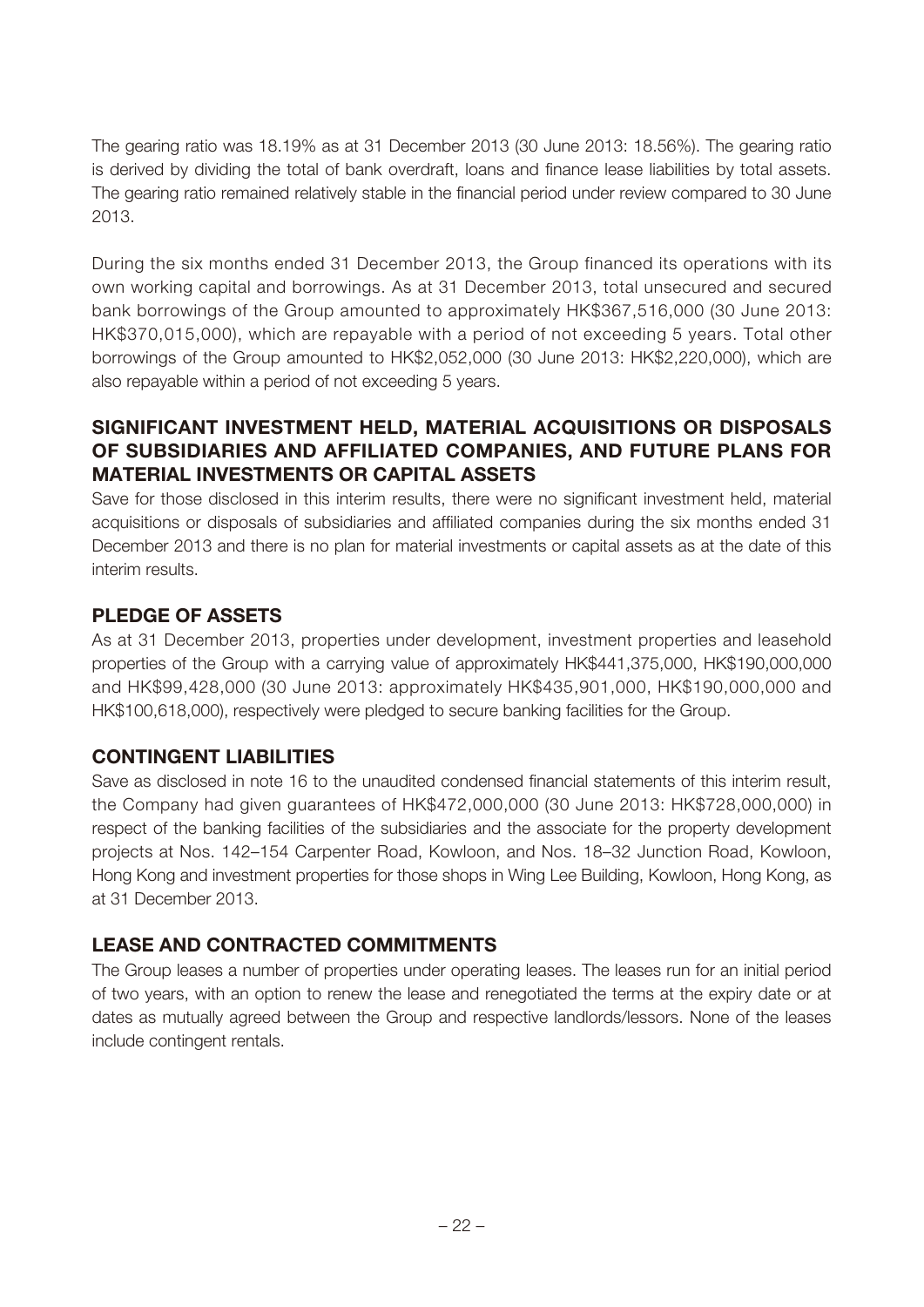The gearing ratio was 18.19% as at 31 December 2013 (30 June 2013: 18.56%). The gearing ratio is derived by dividing the total of bank overdraft, loans and finance lease liabilities by total assets. The gearing ratio remained relatively stable in the financial period under review compared to 30 June 2013.

During the six months ended 31 December 2013, the Group financed its operations with its own working capital and borrowings. As at 31 December 2013, total unsecured and secured bank borrowings of the Group amounted to approximately HK$367,516,000 (30 June 2013: HK$370,015,000), which are repayable with a period of not exceeding 5 years. Total other borrowings of the Group amounted to HK$2,052,000 (30 June 2013: HK$2,220,000), which are also repayable within a period of not exceeding 5 years.

## SIGNIFICANT INVESTMENT HELD, MATERIAL ACQUISITIONS OR DISPOSALS OF SUBSIDIARIES AND AFFILIATED COMPANIES, AND FUTURE PLANS FOR MATERIAL INVESTMENTS OR CAPITAL ASSETS

Save for those disclosed in this interim results, there were no significant investment held, material acquisitions or disposals of subsidiaries and affiliated companies during the six months ended 31 December 2013 and there is no plan for material investments or capital assets as at the date of this interim results.

## PLEDGE OF ASSETS

As at 31 December 2013, properties under development, investment properties and leasehold properties of the Group with a carrying value of approximately HK$441,375,000, HK$190,000,000 and HK$99,428,000 (30 June 2013: approximately HK$435,901,000, HK$190,000,000 and HK$100,618,000), respectively were pledged to secure banking facilities for the Group.

## CONTINGENT LIABILITIES

Save as disclosed in note 16 to the unaudited condensed financial statements of this interim result, the Company had given guarantees of HK$472,000,000 (30 June 2013: HK$728,000,000) in respect of the banking facilities of the subsidiaries and the associate for the property development projects at Nos. 142–154 Carpenter Road, Kowloon, and Nos. 18–32 Junction Road, Kowloon, Hong Kong and investment properties for those shops in Wing Lee Building, Kowloon, Hong Kong, as at 31 December 2013.

## LEASE AND CONTRACTED COMMITMENTS

The Group leases a number of properties under operating leases. The leases run for an initial period of two years, with an option to renew the lease and renegotiated the terms at the expiry date or at dates as mutually agreed between the Group and respective landlords/lessors. None of the leases include contingent rentals.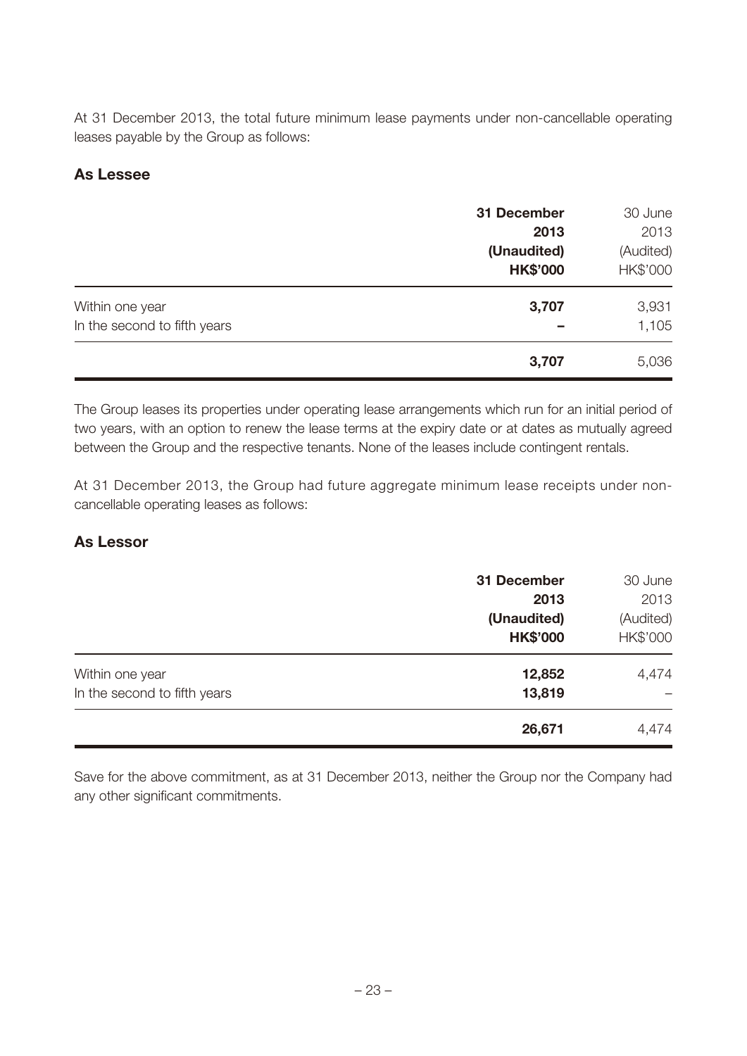At 31 December 2013, the total future minimum lease payments under non-cancellable operating leases payable by the Group as follows:

### As Lessee

| | 31 December 2013 (Unaudited) HK$'000 | 30 June 2013 (Audited) HK$'000 |
|---|---|---|
| Within one year | **3,707** | 3,931 |
| In the second to fifth years | **–** | 1,105 |
| | **3,707** | 5,036 |

The Group leases its properties under operating lease arrangements which run for an initial period of two years, with an option to renew the lease terms at the expiry date or at dates as mutually agreed between the Group and the respective tenants. None of the leases include contingent rentals.

At 31 December 2013, the Group had future aggregate minimum lease receipts under non-cancellable operating leases as follows:

### As Lessor

| | 31 December 2013 (Unaudited) HK$'000 | 30 June 2013 (Audited) HK$'000 |
|---|---|---|
| Within one year | **12,852** | 4,474 |
| In the second to fifth years | **13,819** | – |
| | **26,671** | 4,474 |

Save for the above commitment, as at 31 December 2013, neither the Group nor the Company had any other significant commitments.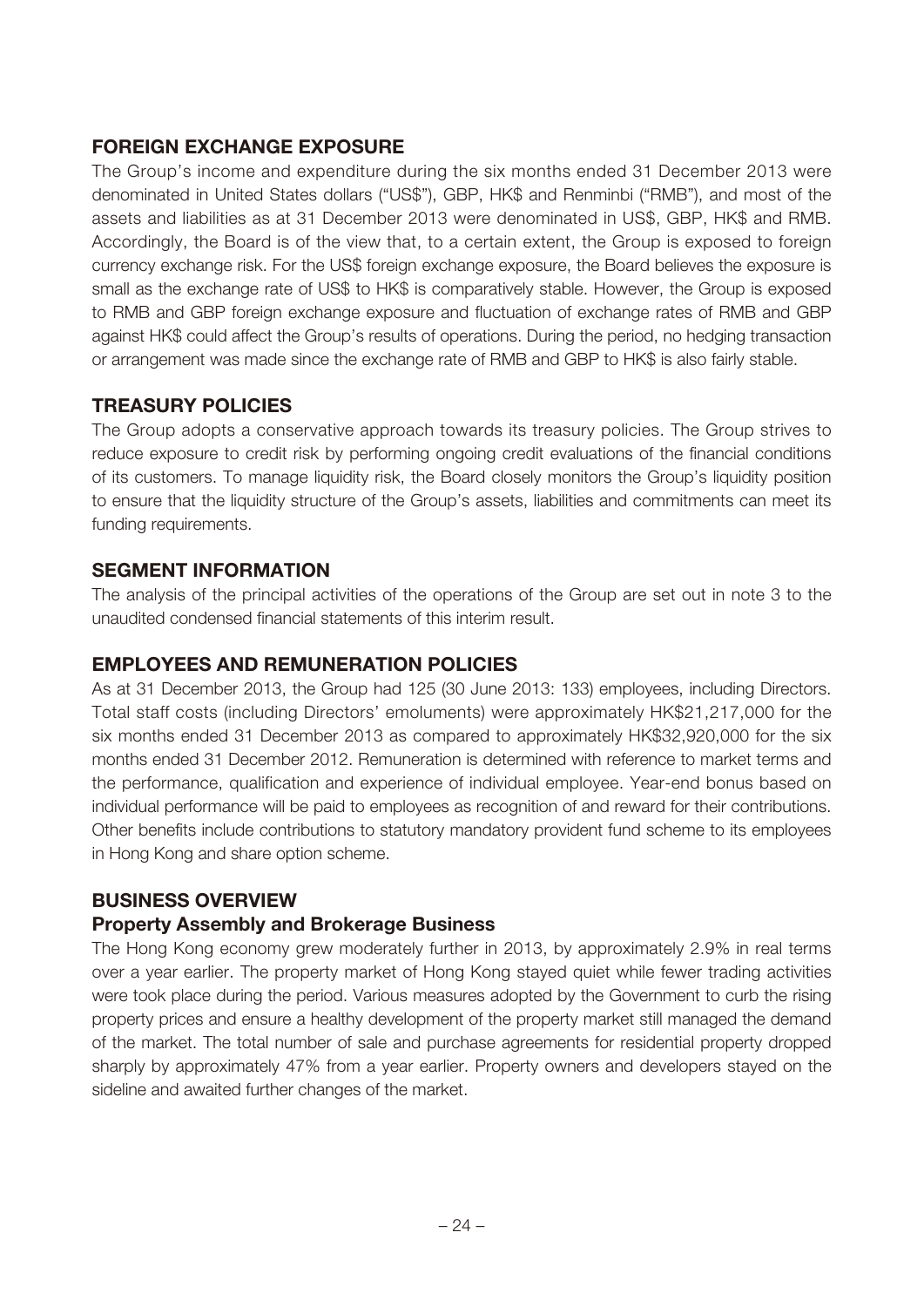## FOREIGN EXCHANGE EXPOSURE

The Group's income and expenditure during the six months ended 31 December 2013 were denominated in United States dollars ("US$"), GBP, HK$ and Renminbi ("RMB"), and most of the assets and liabilities as at 31 December 2013 were denominated in US$, GBP, HK$ and RMB. Accordingly, the Board is of the view that, to a certain extent, the Group is exposed to foreign currency exchange risk. For the US$ foreign exchange exposure, the Board believes the exposure is small as the exchange rate of US$ to HK$ is comparatively stable. However, the Group is exposed to RMB and GBP foreign exchange exposure and fluctuation of exchange rates of RMB and GBP against HK$ could affect the Group's results of operations. During the period, no hedging transaction or arrangement was made since the exchange rate of RMB and GBP to HK$ is also fairly stable.

## TREASURY POLICIES

The Group adopts a conservative approach towards its treasury policies. The Group strives to reduce exposure to credit risk by performing ongoing credit evaluations of the financial conditions of its customers. To manage liquidity risk, the Board closely monitors the Group's liquidity position to ensure that the liquidity structure of the Group's assets, liabilities and commitments can meet its funding requirements.

## SEGMENT INFORMATION

The analysis of the principal activities of the operations of the Group are set out in note 3 to the unaudited condensed financial statements of this interim result.

## EMPLOYEES AND REMUNERATION POLICIES

As at 31 December 2013, the Group had 125 (30 June 2013: 133) employees, including Directors. Total staff costs (including Directors' emoluments) were approximately HK$21,217,000 for the six months ended 31 December 2013 as compared to approximately HK$32,920,000 for the six months ended 31 December 2012. Remuneration is determined with reference to market terms and the performance, qualification and experience of individual employee. Year-end bonus based on individual performance will be paid to employees as recognition of and reward for their contributions. Other benefits include contributions to statutory mandatory provident fund scheme to its employees in Hong Kong and share option scheme.

## BUSINESS OVERVIEW

### Property Assembly and Brokerage Business

The Hong Kong economy grew moderately further in 2013, by approximately 2.9% in real terms over a year earlier. The property market of Hong Kong stayed quiet while fewer trading activities were took place during the period. Various measures adopted by the Government to curb the rising property prices and ensure a healthy development of the property market still managed the demand of the market. The total number of sale and purchase agreements for residential property dropped sharply by approximately 47% from a year earlier. Property owners and developers stayed on the sideline and awaited further changes of the market.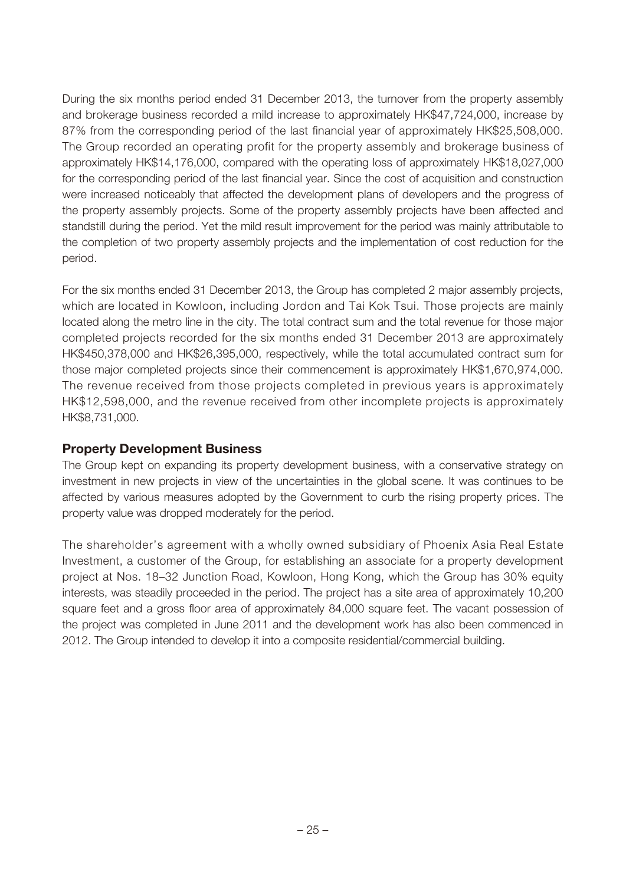During the six months period ended 31 December 2013, the turnover from the property assembly and brokerage business recorded a mild increase to approximately HK$47,724,000, increase by 87% from the corresponding period of the last financial year of approximately HK$25,508,000. The Group recorded an operating profit for the property assembly and brokerage business of approximately HK$14,176,000, compared with the operating loss of approximately HK$18,027,000 for the corresponding period of the last financial year. Since the cost of acquisition and construction were increased noticeably that affected the development plans of developers and the progress of the property assembly projects. Some of the property assembly projects have been affected and standstill during the period. Yet the mild result improvement for the period was mainly attributable to the completion of two property assembly projects and the implementation of cost reduction for the period.

For the six months ended 31 December 2013, the Group has completed 2 major assembly projects, which are located in Kowloon, including Jordon and Tai Kok Tsui. Those projects are mainly located along the metro line in the city. The total contract sum and the total revenue for those major completed projects recorded for the six months ended 31 December 2013 are approximately HK$450,378,000 and HK$26,395,000, respectively, while the total accumulated contract sum for those major completed projects since their commencement is approximately HK$1,670,974,000. The revenue received from those projects completed in previous years is approximately HK$12,598,000, and the revenue received from other incomplete projects is approximately HK$8,731,000.

## Property Development Business

The Group kept on expanding its property development business, with a conservative strategy on investment in new projects in view of the uncertainties in the global scene. It was continues to be affected by various measures adopted by the Government to curb the rising property prices. The property value was dropped moderately for the period.

The shareholder's agreement with a wholly owned subsidiary of Phoenix Asia Real Estate Investment, a customer of the Group, for establishing an associate for a property development project at Nos. 18–32 Junction Road, Kowloon, Hong Kong, which the Group has 30% equity interests, was steadily proceeded in the period. The project has a site area of approximately 10,200 square feet and a gross floor area of approximately 84,000 square feet. The vacant possession of the project was completed in June 2011 and the development work has also been commenced in 2012. The Group intended to develop it into a composite residential/commercial building.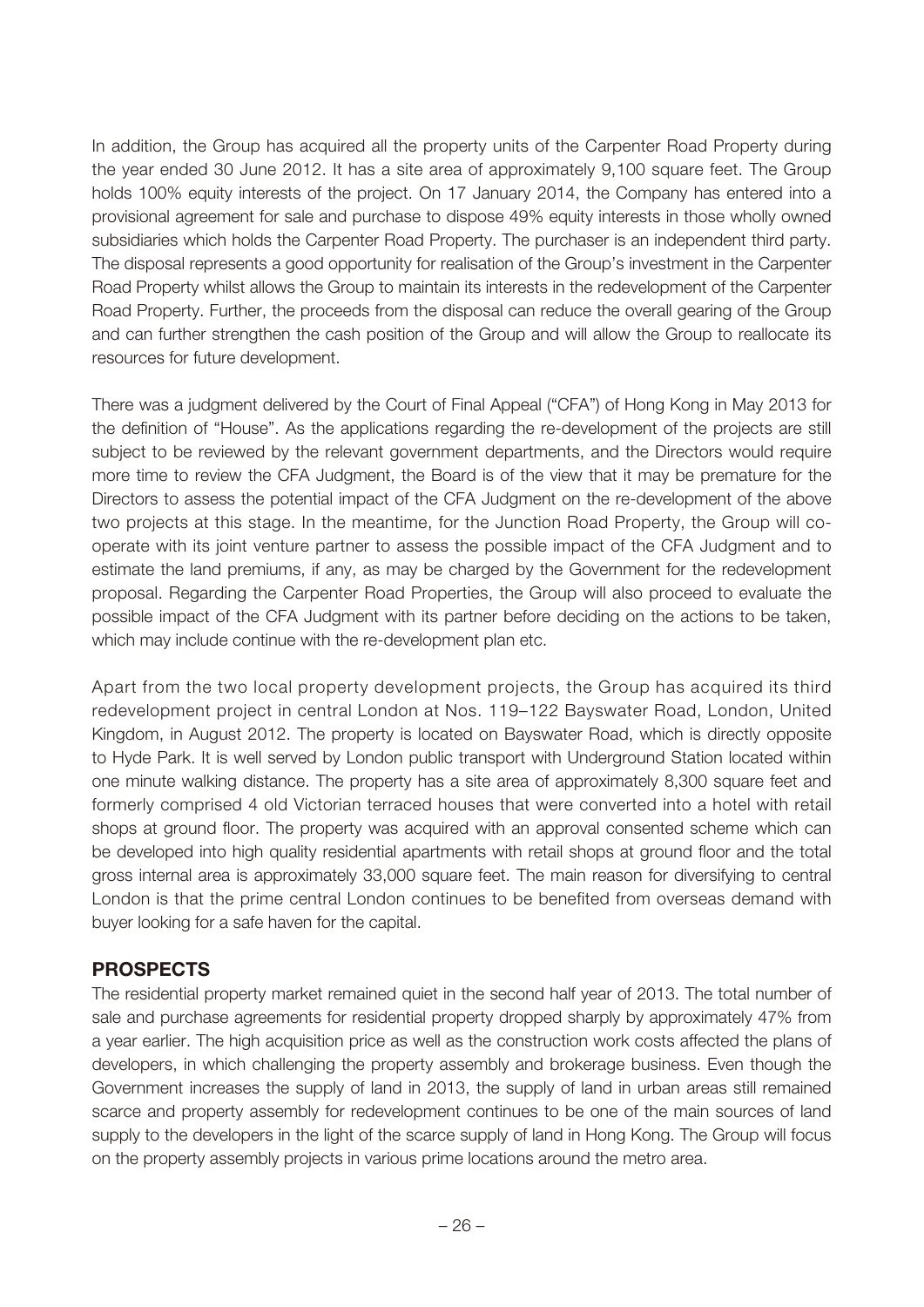In addition, the Group has acquired all the property units of the Carpenter Road Property during the year ended 30 June 2012. It has a site area of approximately 9,100 square feet. The Group holds 100% equity interests of the project. On 17 January 2014, the Company has entered into a provisional agreement for sale and purchase to dispose 49% equity interests in those wholly owned subsidiaries which holds the Carpenter Road Property. The purchaser is an independent third party. The disposal represents a good opportunity for realisation of the Group's investment in the Carpenter Road Property whilst allows the Group to maintain its interests in the redevelopment of the Carpenter Road Property. Further, the proceeds from the disposal can reduce the overall gearing of the Group and can further strengthen the cash position of the Group and will allow the Group to reallocate its resources for future development.

There was a judgment delivered by the Court of Final Appeal ("CFA") of Hong Kong in May 2013 for the definition of "House". As the applications regarding the re-development of the projects are still subject to be reviewed by the relevant government departments, and the Directors would require more time to review the CFA Judgment, the Board is of the view that it may be premature for the Directors to assess the potential impact of the CFA Judgment on the re-development of the above two projects at this stage. In the meantime, for the Junction Road Property, the Group will co-operate with its joint venture partner to assess the possible impact of the CFA Judgment and to estimate the land premiums, if any, as may be charged by the Government for the redevelopment proposal. Regarding the Carpenter Road Properties, the Group will also proceed to evaluate the possible impact of the CFA Judgment with its partner before deciding on the actions to be taken, which may include continue with the re-development plan etc.

Apart from the two local property development projects, the Group has acquired its third redevelopment project in central London at Nos. 119–122 Bayswater Road, London, United Kingdom, in August 2012. The property is located on Bayswater Road, which is directly opposite to Hyde Park. It is well served by London public transport with Underground Station located within one minute walking distance. The property has a site area of approximately 8,300 square feet and formerly comprised 4 old Victorian terraced houses that were converted into a hotel with retail shops at ground floor. The property was acquired with an approval consented scheme which can be developed into high quality residential apartments with retail shops at ground floor and the total gross internal area is approximately 33,000 square feet. The main reason for diversifying to central London is that the prime central London continues to be benefited from overseas demand with buyer looking for a safe haven for the capital.

## PROSPECTS

The residential property market remained quiet in the second half year of 2013. The total number of sale and purchase agreements for residential property dropped sharply by approximately 47% from a year earlier. The high acquisition price as well as the construction work costs affected the plans of developers, in which challenging the property assembly and brokerage business. Even though the Government increases the supply of land in 2013, the supply of land in urban areas still remained scarce and property assembly for redevelopment continues to be one of the main sources of land supply to the developers in the light of the scarce supply of land in Hong Kong. The Group will focus on the property assembly projects in various prime locations around the metro area.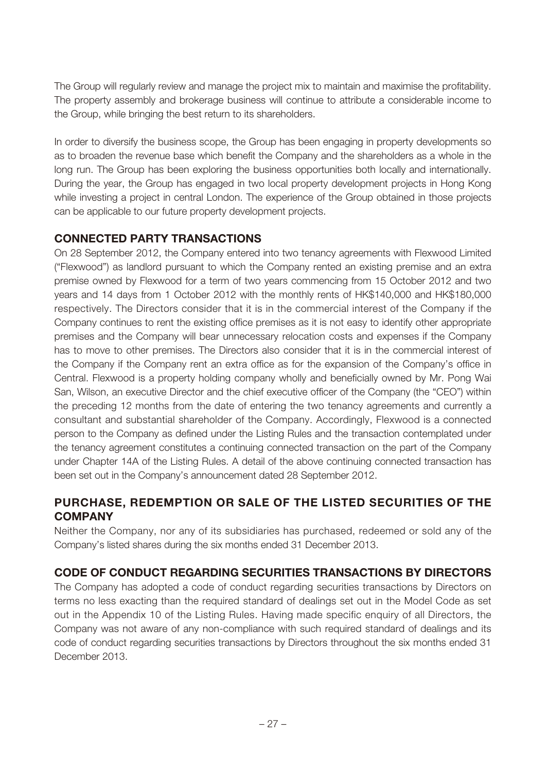The Group will regularly review and manage the project mix to maintain and maximise the profitability. The property assembly and brokerage business will continue to attribute a considerable income to the Group, while bringing the best return to its shareholders.

In order to diversify the business scope, the Group has been engaging in property developments so as to broaden the revenue base which benefit the Company and the shareholders as a whole in the long run. The Group has been exploring the business opportunities both locally and internationally. During the year, the Group has engaged in two local property development projects in Hong Kong while investing a project in central London. The experience of the Group obtained in those projects can be applicable to our future property development projects.

## CONNECTED PARTY TRANSACTIONS

On 28 September 2012, the Company entered into two tenancy agreements with Flexwood Limited ("Flexwood") as landlord pursuant to which the Company rented an existing premise and an extra premise owned by Flexwood for a term of two years commencing from 15 October 2012 and two years and 14 days from 1 October 2012 with the monthly rents of HK$140,000 and HK$180,000 respectively. The Directors consider that it is in the commercial interest of the Company if the Company continues to rent the existing office premises as it is not easy to identify other appropriate premises and the Company will bear unnecessary relocation costs and expenses if the Company has to move to other premises. The Directors also consider that it is in the commercial interest of the Company if the Company rent an extra office as for the expansion of the Company's office in Central. Flexwood is a property holding company wholly and beneficially owned by Mr. Pong Wai San, Wilson, an executive Director and the chief executive officer of the Company (the "CEO") within the preceding 12 months from the date of entering the two tenancy agreements and currently a consultant and substantial shareholder of the Company. Accordingly, Flexwood is a connected person to the Company as defined under the Listing Rules and the transaction contemplated under the tenancy agreement constitutes a continuing connected transaction on the part of the Company under Chapter 14A of the Listing Rules. A detail of the above continuing connected transaction has been set out in the Company's announcement dated 28 September 2012.

## PURCHASE, REDEMPTION OR SALE OF THE LISTED SECURITIES OF THE COMPANY

Neither the Company, nor any of its subsidiaries has purchased, redeemed or sold any of the Company's listed shares during the six months ended 31 December 2013.

## CODE OF CONDUCT REGARDING SECURITIES TRANSACTIONS BY DIRECTORS

The Company has adopted a code of conduct regarding securities transactions by Directors on terms no less exacting than the required standard of dealings set out in the Model Code as set out in the Appendix 10 of the Listing Rules. Having made specific enquiry of all Directors, the Company was not aware of any non-compliance with such required standard of dealings and its code of conduct regarding securities transactions by Directors throughout the six months ended 31 December 2013.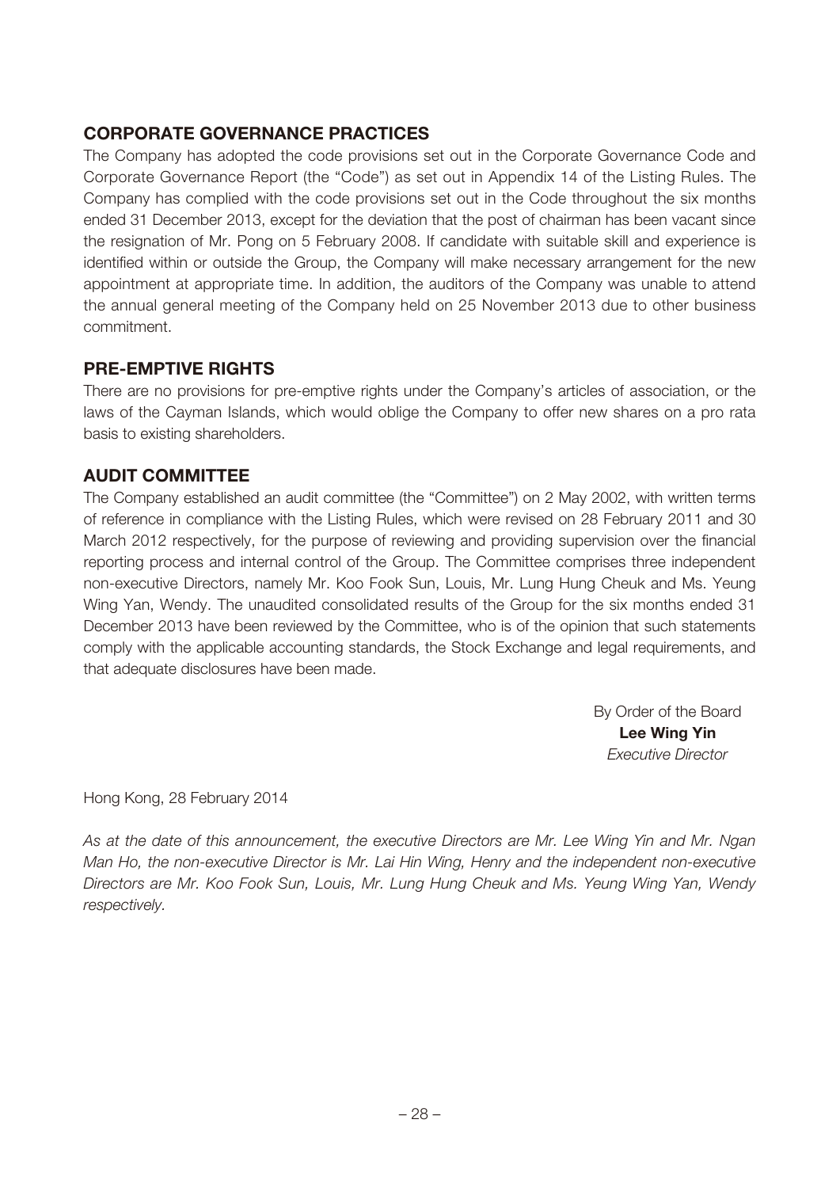## CORPORATE GOVERNANCE PRACTICES

The Company has adopted the code provisions set out in the Corporate Governance Code and Corporate Governance Report (the "Code") as set out in Appendix 14 of the Listing Rules. The Company has complied with the code provisions set out in the Code throughout the six months ended 31 December 2013, except for the deviation that the post of chairman has been vacant since the resignation of Mr. Pong on 5 February 2008. If candidate with suitable skill and experience is identified within or outside the Group, the Company will make necessary arrangement for the new appointment at appropriate time. In addition, the auditors of the Company was unable to attend the annual general meeting of the Company held on 25 November 2013 due to other business commitment.

## PRE-EMPTIVE RIGHTS

There are no provisions for pre-emptive rights under the Company's articles of association, or the laws of the Cayman Islands, which would oblige the Company to offer new shares on a pro rata basis to existing shareholders.

## AUDIT COMMITTEE

The Company established an audit committee (the "Committee") on 2 May 2002, with written terms of reference in compliance with the Listing Rules, which were revised on 28 February 2011 and 30 March 2012 respectively, for the purpose of reviewing and providing supervision over the financial reporting process and internal control of the Group. The Committee comprises three independent non-executive Directors, namely Mr. Koo Fook Sun, Louis, Mr. Lung Hung Cheuk and Ms. Yeung Wing Yan, Wendy. The unaudited consolidated results of the Group for the six months ended 31 December 2013 have been reviewed by the Committee, who is of the opinion that such statements comply with the applicable accounting standards, the Stock Exchange and legal requirements, and that adequate disclosures have been made.

By Order of the Board
**Lee Wing Yin**
*Executive Director*

Hong Kong, 28 February 2014

*As at the date of this announcement, the executive Directors are Mr. Lee Wing Yin and Mr. Ngan Man Ho, the non-executive Director is Mr. Lai Hin Wing, Henry and the independent non-executive Directors are Mr. Koo Fook Sun, Louis, Mr. Lung Hung Cheuk and Ms. Yeung Wing Yan, Wendy respectively.*